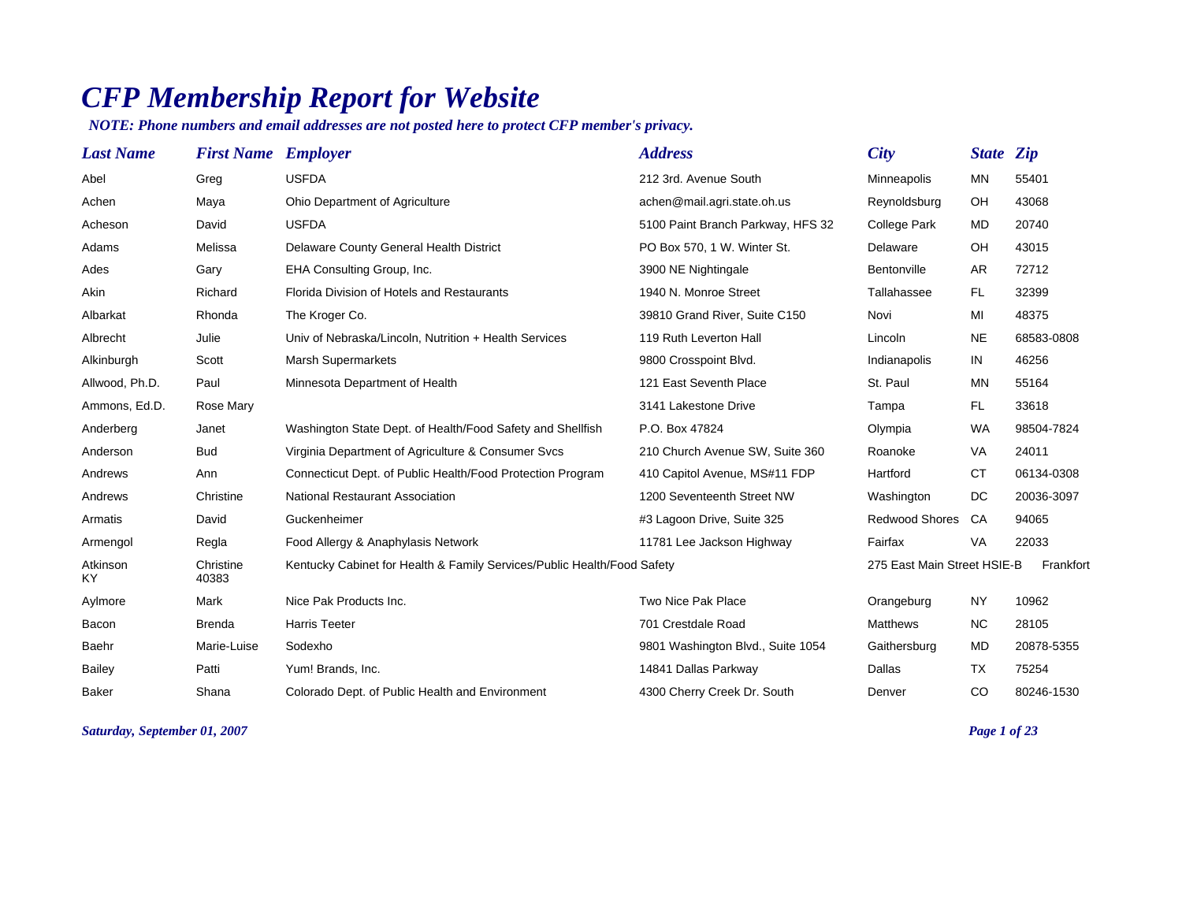# CFP Membership Report for Website

***NOTE: Phone numbers and email addresses are not posted here to protect CFP member's privacy.***

| Last Name | First Name | Employer | Address | City | State | Zip |
|---|---|---|---|---|---|---|
| Abel | Greg | USFDA | 212 3rd. Avenue South | Minneapolis | MN | 55401 |
| Achen | Maya | Ohio Department of Agriculture | achen@mail.agri.state.oh.us | Reynoldsburg | OH | 43068 |
| Acheson | David | USFDA | 5100 Paint Branch Parkway, HFS 32 | College Park | MD | 20740 |
| Adams | Melissa | Delaware County General Health District | PO Box 570, 1 W. Winter St. | Delaware | OH | 43015 |
| Ades | Gary | EHA Consulting Group, Inc. | 3900 NE Nightingale | Bentonville | AR | 72712 |
| Akin | Richard | Florida Division of Hotels and Restaurants | 1940 N. Monroe Street | Tallahassee | FL | 32399 |
| Albarkat | Rhonda | The Kroger Co. | 39810 Grand River, Suite C150 | Novi | MI | 48375 |
| Albrecht | Julie | Univ of Nebraska/Lincoln, Nutrition + Health Services | 119 Ruth Leverton Hall | Lincoln | NE | 68583-0808 |
| Alkinburgh | Scott | Marsh Supermarkets | 9800 Crosspoint Blvd. | Indianapolis | IN | 46256 |
| Allwood, Ph.D. | Paul | Minnesota Department of Health | 121 East Seventh Place | St. Paul | MN | 55164 |
| Ammons, Ed.D. | Rose Mary | | 3141 Lakestone Drive | Tampa | FL | 33618 |
| Anderberg | Janet | Washington State Dept. of Health/Food Safety and Shellfish | P.O. Box 47824 | Olympia | WA | 98504-7824 |
| Anderson | Bud | Virginia Department of Agriculture & Consumer Svcs | 210 Church Avenue SW, Suite 360 | Roanoke | VA | 24011 |
| Andrews | Ann | Connecticut Dept. of Public Health/Food Protection Program | 410 Capitol Avenue, MS#11 FDP | Hartford | CT | 06134-0308 |
| Andrews | Christine | National Restaurant Association | 1200 Seventeenth Street NW | Washington | DC | 20036-3097 |
| Armatis | David | Guckenheimer | #3 Lagoon Drive, Suite 325 | Redwood Shores | CA | 94065 |
| Armengol | Regla | Food Allergy & Anaphylasis Network | 11781 Lee Jackson Highway | Fairfax | VA | 22033 |
| Atkinson | Christine | Kentucky Cabinet for Health & Family Services/Public Health/Food Safety | 275 East Main Street HSIE-B | Frankfort | KY | 40383 |
| Aylmore | Mark | Nice Pak Products Inc. | Two Nice Pak Place | Orangeburg | NY | 10962 |
| Bacon | Brenda | Harris Teeter | 701 Crestdale Road | Matthews | NC | 28105 |
| Baehr | Marie-Luise | Sodexho | 9801 Washington Blvd., Suite 1054 | Gaithersburg | MD | 20878-5355 |
| Bailey | Patti | Yum! Brands, Inc. | 14841 Dallas Parkway | Dallas | TX | 75254 |
| Baker | Shana | Colorado Dept. of Public Health and Environment | 4300 Cherry Creek Dr. South | Denver | CO | 80246-1530 |

*Saturday, September 01, 2007*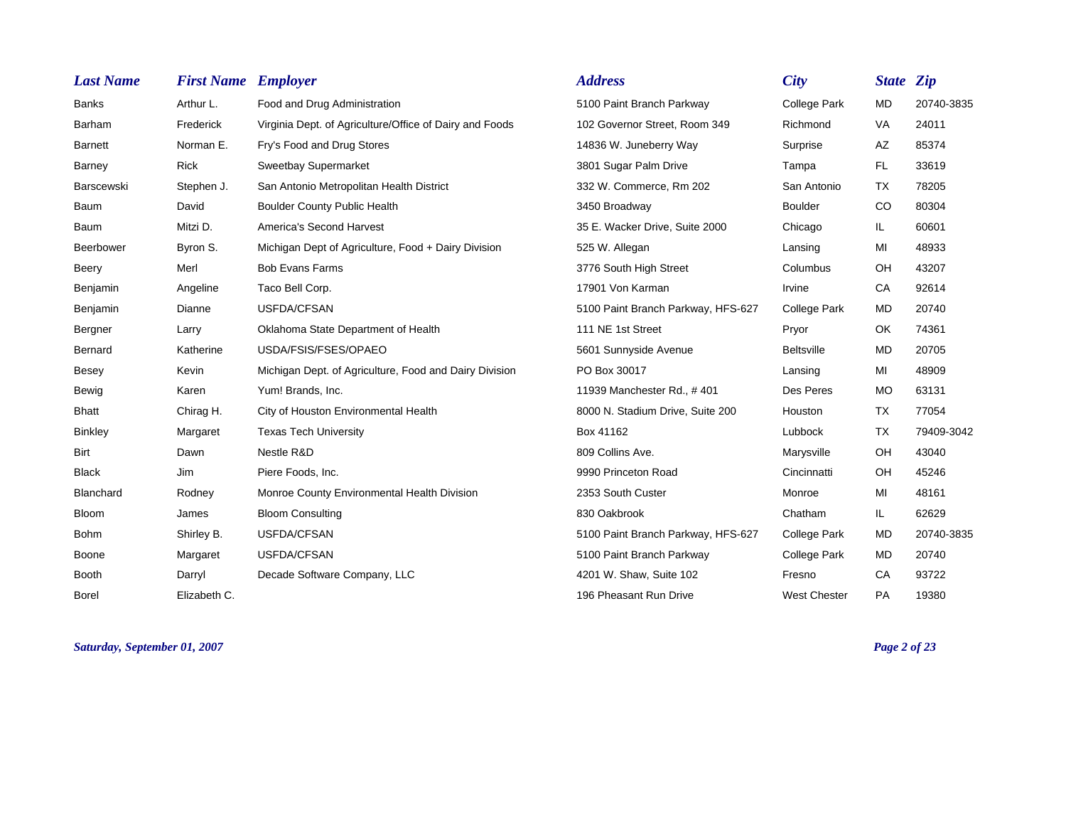| Last Name | First Name | Employer | Address | City | State | Zip |
|---|---|---|---|---|---|---|
| Banks | Arthur L. | Food and Drug Administration | 5100 Paint Branch Parkway | College Park | MD | 20740-3835 |
| Barham | Frederick | Virginia Dept. of Agriculture/Office of Dairy and Foods | 102 Governor Street, Room 349 | Richmond | VA | 24011 |
| Barnett | Norman E. | Fry's Food and Drug Stores | 14836 W. Juneberry Way | Surprise | AZ | 85374 |
| Barney | Rick | Sweetbay Supermarket | 3801 Sugar Palm Drive | Tampa | FL | 33619 |
| Barscewski | Stephen J. | San Antonio Metropolitan Health District | 332 W. Commerce, Rm 202 | San Antonio | TX | 78205 |
| Baum | David | Boulder County Public Health | 3450 Broadway | Boulder | CO | 80304 |
| Baum | Mitzi D. | America's Second Harvest | 35 E. Wacker Drive, Suite 2000 | Chicago | IL | 60601 |
| Beerbower | Byron S. | Michigan Dept of Agriculture, Food + Dairy Division | 525 W. Allegan | Lansing | MI | 48933 |
| Beery | Merl | Bob Evans Farms | 3776 South High Street | Columbus | OH | 43207 |
| Benjamin | Angeline | Taco Bell Corp. | 17901 Von Karman | Irvine | CA | 92614 |
| Benjamin | Dianne | USFDA/CFSAN | 5100 Paint Branch Parkway, HFS-627 | College Park | MD | 20740 |
| Bergner | Larry | Oklahoma State Department of Health | 111 NE 1st Street | Pryor | OK | 74361 |
| Bernard | Katherine | USDA/FSIS/FSES/OPAEO | 5601 Sunnyside Avenue | Beltsville | MD | 20705 |
| Besey | Kevin | Michigan Dept. of Agriculture, Food and Dairy Division | PO Box 30017 | Lansing | MI | 48909 |
| Bewig | Karen | Yum! Brands, Inc. | 11939 Manchester Rd., # 401 | Des Peres | MO | 63131 |
| Bhatt | Chirag H. | City of Houston Environmental Health | 8000 N. Stadium Drive, Suite 200 | Houston | TX | 77054 |
| Binkley | Margaret | Texas Tech University | Box 41162 | Lubbock | TX | 79409-3042 |
| Birt | Dawn | Nestle R&D | 809 Collins Ave. | Marysville | OH | 43040 |
| Black | Jim | Piere Foods, Inc. | 9990 Princeton Road | Cincinnatti | OH | 45246 |
| Blanchard | Rodney | Monroe County Environmental Health Division | 2353 South Custer | Monroe | MI | 48161 |
| Bloom | James | Bloom Consulting | 830 Oakbrook | Chatham | IL | 62629 |
| Bohm | Shirley B. | USFDA/CFSAN | 5100 Paint Branch Parkway, HFS-627 | College Park | MD | 20740-3835 |
| Boone | Margaret | USFDA/CFSAN | 5100 Paint Branch Parkway | College Park | MD | 20740 |
| Booth | Darryl | Decade Software Company, LLC | 4201 W. Shaw, Suite 102 | Fresno | CA | 93722 |
| Borel | Elizabeth C. | | 196 Pheasant Run Drive | West Chester | PA | 19380 |

*Saturday, September 01, 2007*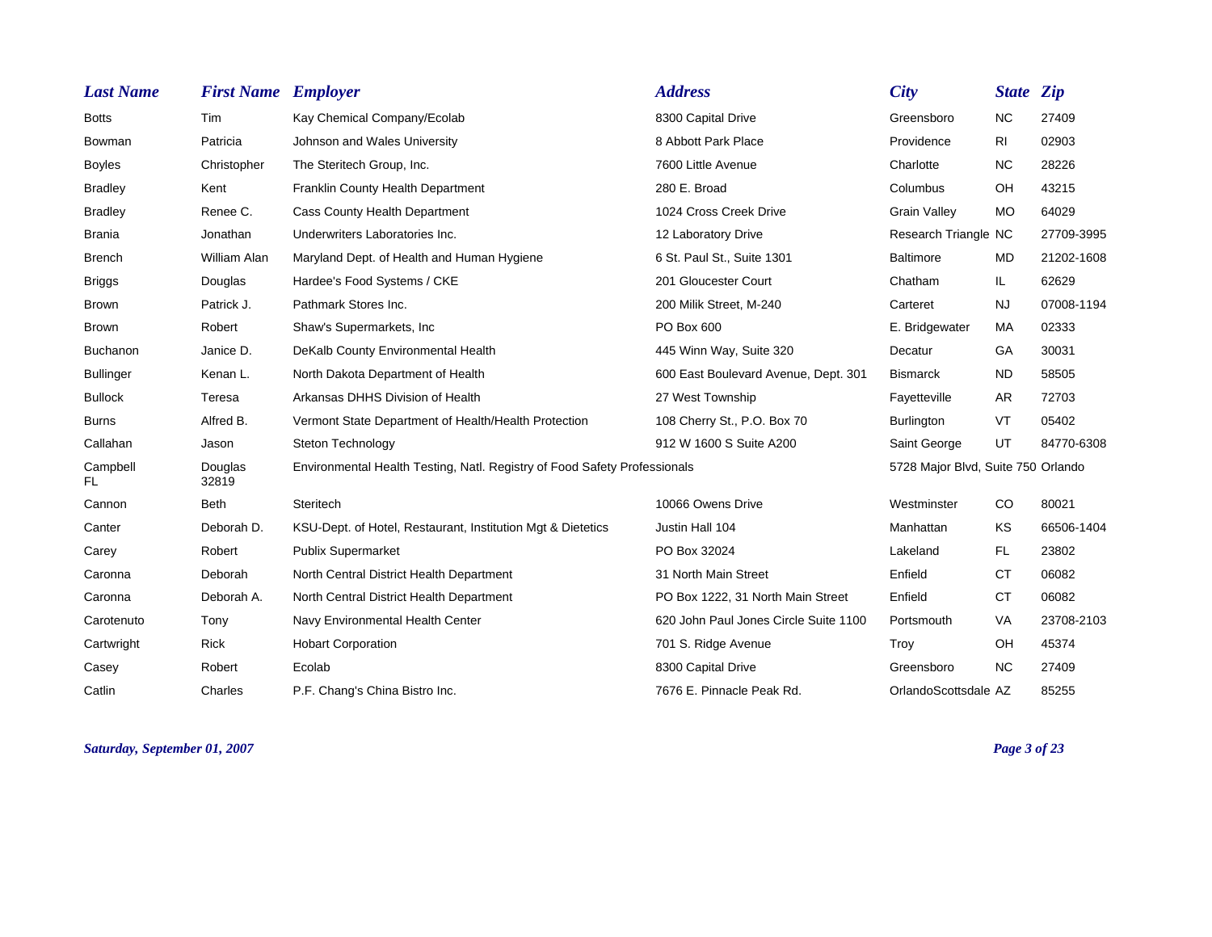| Last Name | First Name | Employer | Address | City | State | Zip |
|---|---|---|---|---|---|---|
| Botts | Tim | Kay Chemical Company/Ecolab | 8300 Capital Drive | Greensboro | NC | 27409 |
| Bowman | Patricia | Johnson and Wales University | 8 Abbott Park Place | Providence | RI | 02903 |
| Boyles | Christopher | The Steritech Group, Inc. | 7600 Little Avenue | Charlotte | NC | 28226 |
| Bradley | Kent | Franklin County Health Department | 280 E. Broad | Columbus | OH | 43215 |
| Bradley | Renee C. | Cass County Health Department | 1024 Cross Creek Drive | Grain Valley | MO | 64029 |
| Brania | Jonathan | Underwriters Laboratories Inc. | 12 Laboratory Drive | Research Triangle | NC | 27709-3995 |
| Brench | William Alan | Maryland Dept. of Health and Human Hygiene | 6 St. Paul St., Suite 1301 | Baltimore | MD | 21202-1608 |
| Briggs | Douglas | Hardee's Food Systems / CKE | 201 Gloucester Court | Chatham | IL | 62629 |
| Brown | Patrick J. | Pathmark Stores Inc. | 200 Milik Street, M-240 | Carteret | NJ | 07008-1194 |
| Brown | Robert | Shaw's Supermarkets, Inc | PO Box 600 | E. Bridgewater | MA | 02333 |
| Buchanon | Janice D. | DeKalb County Environmental Health | 445 Winn Way, Suite 320 | Decatur | GA | 30031 |
| Bullinger | Kenan L. | North Dakota Department of Health | 600 East Boulevard Avenue, Dept. 301 | Bismarck | ND | 58505 |
| Bullock | Teresa | Arkansas DHHS Division of Health | 27 West Township | Fayetteville | AR | 72703 |
| Burns | Alfred B. | Vermont State Department of Health/Health Protection | 108 Cherry St., P.O. Box 70 | Burlington | VT | 05402 |
| Callahan | Jason | Steton Technology | 912 W 1600 S Suite A200 | Saint George | UT | 84770-6308 |
| Campbell FL | Douglas 32819 | Environmental Health Testing, Natl. Registry of Food Safety Professionals | | 5728 Major Blvd, Suite 750 Orlando | | |
| Cannon | Beth | Steritech | 10066 Owens Drive | Westminster | CO | 80021 |
| Canter | Deborah D. | KSU-Dept. of Hotel, Restaurant, Institution Mgt & Dietetics | Justin Hall 104 | Manhattan | KS | 66506-1404 |
| Carey | Robert | Publix Supermarket | PO Box 32024 | Lakeland | FL | 23802 |
| Caronna | Deborah | North Central District Health Department | 31 North Main Street | Enfield | CT | 06082 |
| Caronna | Deborah A. | North Central District Health Department | PO Box 1222, 31 North Main Street | Enfield | CT | 06082 |
| Carotenuto | Tony | Navy Environmental Health Center | 620 John Paul Jones Circle Suite 1100 | Portsmouth | VA | 23708-2103 |
| Cartwright | Rick | Hobart Corporation | 701 S. Ridge Avenue | Troy | OH | 45374 |
| Casey | Robert | Ecolab | 8300 Capital Drive | Greensboro | NC | 27409 |
| Catlin | Charles | P.F. Chang's China Bistro Inc. | 7676 E. Pinnacle Peak Rd. | OrlandoScottsdale | AZ | 85255 |

*Saturday, September 01, 2007*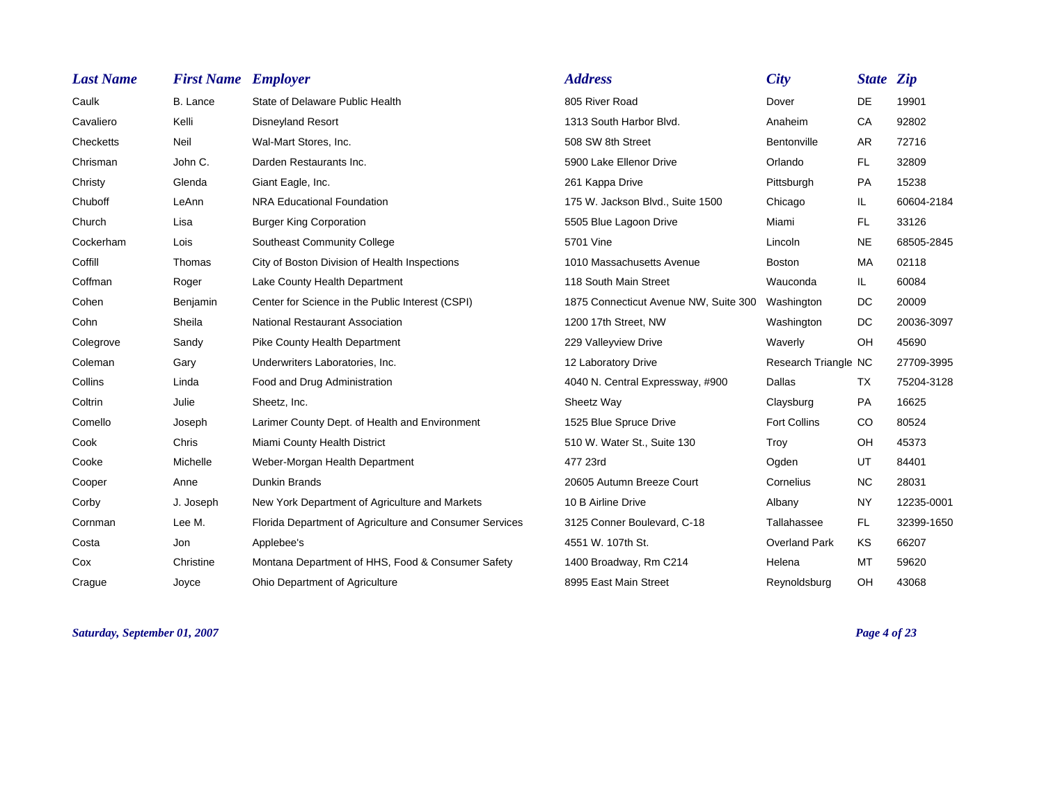| Last Name | First Name | Employer | Address | City | State | Zip |
|---|---|---|---|---|---|---|
| Caulk | B. Lance | State of Delaware Public Health | 805 River Road | Dover | DE | 19901 |
| Cavaliero | Kelli | Disneyland Resort | 1313 South Harbor Blvd. | Anaheim | CA | 92802 |
| Checketts | Neil | Wal-Mart Stores, Inc. | 508 SW 8th Street | Bentonville | AR | 72716 |
| Chrisman | John C. | Darden Restaurants Inc. | 5900 Lake Ellenor Drive | Orlando | FL | 32809 |
| Christy | Glenda | Giant Eagle, Inc. | 261 Kappa Drive | Pittsburgh | PA | 15238 |
| Chuboff | LeAnn | NRA Educational Foundation | 175 W. Jackson Blvd., Suite 1500 | Chicago | IL | 60604-2184 |
| Church | Lisa | Burger King Corporation | 5505 Blue Lagoon Drive | Miami | FL | 33126 |
| Cockerham | Lois | Southeast Community College | 5701 Vine | Lincoln | NE | 68505-2845 |
| Coffill | Thomas | City of Boston Division of Health Inspections | 1010 Massachusetts Avenue | Boston | MA | 02118 |
| Coffman | Roger | Lake County Health Department | 118 South Main Street | Wauconda | IL | 60084 |
| Cohen | Benjamin | Center for Science in the Public Interest (CSPI) | 1875 Connecticut Avenue NW, Suite 300 | Washington | DC | 20009 |
| Cohn | Sheila | National Restaurant Association | 1200 17th Street, NW | Washington | DC | 20036-3097 |
| Colegrove | Sandy | Pike County Health Department | 229 Valleyview Drive | Waverly | OH | 45690 |
| Coleman | Gary | Underwriters Laboratories, Inc. | 12 Laboratory Drive | Research Triangle | NC | 27709-3995 |
| Collins | Linda | Food and Drug Administration | 4040 N. Central Expressway, #900 | Dallas | TX | 75204-3128 |
| Coltrin | Julie | Sheetz, Inc. | Sheetz Way | Claysburg | PA | 16625 |
| Comello | Joseph | Larimer County Dept. of Health and Environment | 1525 Blue Spruce Drive | Fort Collins | CO | 80524 |
| Cook | Chris | Miami County Health District | 510 W. Water St., Suite 130 | Troy | OH | 45373 |
| Cooke | Michelle | Weber-Morgan Health Department | 477 23rd | Ogden | UT | 84401 |
| Cooper | Anne | Dunkin Brands | 20605 Autumn Breeze Court | Cornelius | NC | 28031 |
| Corby | J. Joseph | New York Department of Agriculture and Markets | 10 B Airline Drive | Albany | NY | 12235-0001 |
| Cornman | Lee M. | Florida Department of Agriculture and Consumer Services | 3125 Conner Boulevard, C-18 | Tallahassee | FL | 32399-1650 |
| Costa | Jon | Applebee's | 4551 W. 107th St. | Overland Park | KS | 66207 |
| Cox | Christine | Montana Department of HHS, Food & Consumer Safety | 1400 Broadway, Rm C214 | Helena | MT | 59620 |
| Crague | Joyce | Ohio Department of Agriculture | 8995 East Main Street | Reynoldsburg | OH | 43068 |

*Saturday, September 01, 2007*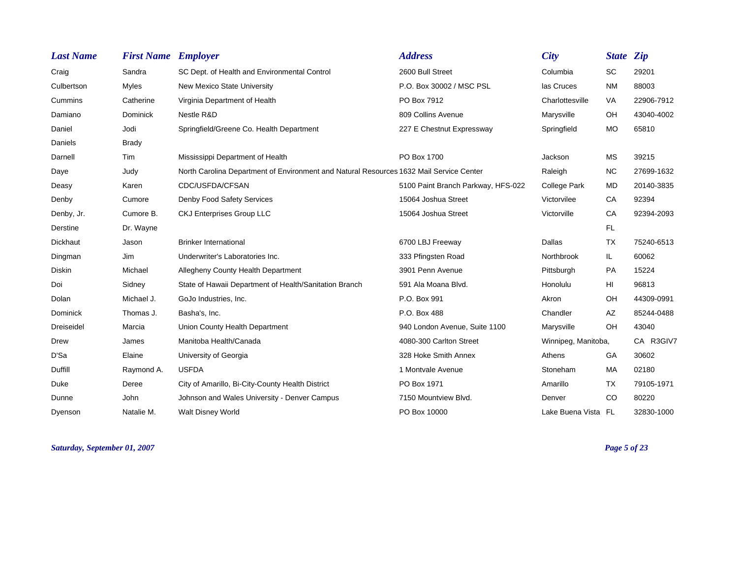| Last Name | First Name | Employer | Address | City | State | Zip |
|---|---|---|---|---|---|---|
| Craig | Sandra | SC Dept. of Health and Environmental Control | 2600 Bull Street | Columbia | SC | 29201 |
| Culbertson | Myles | New Mexico State University | P.O. Box 30002 / MSC PSL | las Cruces | NM | 88003 |
| Cummins | Catherine | Virginia Department of Health | PO Box 7912 | Charlottesville | VA | 22906-7912 |
| Damiano | Dominick | Nestle R&D | 809 Collins Avenue | Marysville | OH | 43040-4002 |
| Daniel | Jodi | Springfield/Greene Co. Health Department | 227 E Chestnut Expressway | Springfield | MO | 65810 |
| Daniels | Brady | | | | | |
| Darnell | Tim | Mississippi Department of Health | PO Box 1700 | Jackson | MS | 39215 |
| Daye | Judy | North Carolina Department of Environment and Natural Resources | 1632 Mail Service Center | Raleigh | NC | 27699-1632 |
| Deasy | Karen | CDC/USFDA/CFSAN | 5100 Paint Branch Parkway, HFS-022 | College Park | MD | 20140-3835 |
| Denby | Cumore | Denby Food Safety Services | 15064 Joshua Street | Victorvilee | CA | 92394 |
| Denby, Jr. | Cumore B. | CKJ Enterprises Group LLC | 15064 Joshua Street | Victorville | CA | 92394-2093 |
| Derstine | Dr. Wayne | | | | FL | |
| Dickhaut | Jason | Brinker International | 6700 LBJ Freeway | Dallas | TX | 75240-6513 |
| Dingman | Jim | Underwriter's Laboratories Inc. | 333 Pfingsten Road | Northbrook | IL | 60062 |
| Diskin | Michael | Allegheny County Health Department | 3901 Penn Avenue | Pittsburgh | PA | 15224 |
| Doi | Sidney | State of Hawaii Department of Health/Sanitation Branch | 591 Ala Moana Blvd. | Honolulu | HI | 96813 |
| Dolan | Michael J. | GoJo Industries, Inc. | P.O. Box 991 | Akron | OH | 44309-0991 |
| Dominick | Thomas J. | Basha's, Inc. | P.O. Box 488 | Chandler | AZ | 85244-0488 |
| Dreiseidel | Marcia | Union County Health Department | 940 London Avenue, Suite 1100 | Marysville | OH | 43040 |
| Drew | James | Manitoba Health/Canada | 4080-300 Carlton Street | Winnipeg, Manitoba, | | CA R3GIV7 |
| D'Sa | Elaine | University of Georgia | 328 Hoke Smith Annex | Athens | GA | 30602 |
| Duffill | Raymond A. | USFDA | 1 Montvale Avenue | Stoneham | MA | 02180 |
| Duke | Deree | City of Amarillo, Bi-City-County Health District | PO Box 1971 | Amarillo | TX | 79105-1971 |
| Dunne | John | Johnson and Wales University - Denver Campus | 7150 Mountview Blvd. | Denver | CO | 80220 |
| Dyenson | Natalie M. | Walt Disney World | PO Box 10000 | Lake Buena Vista | FL | 32830-1000 |

*Saturday, September 01, 2007*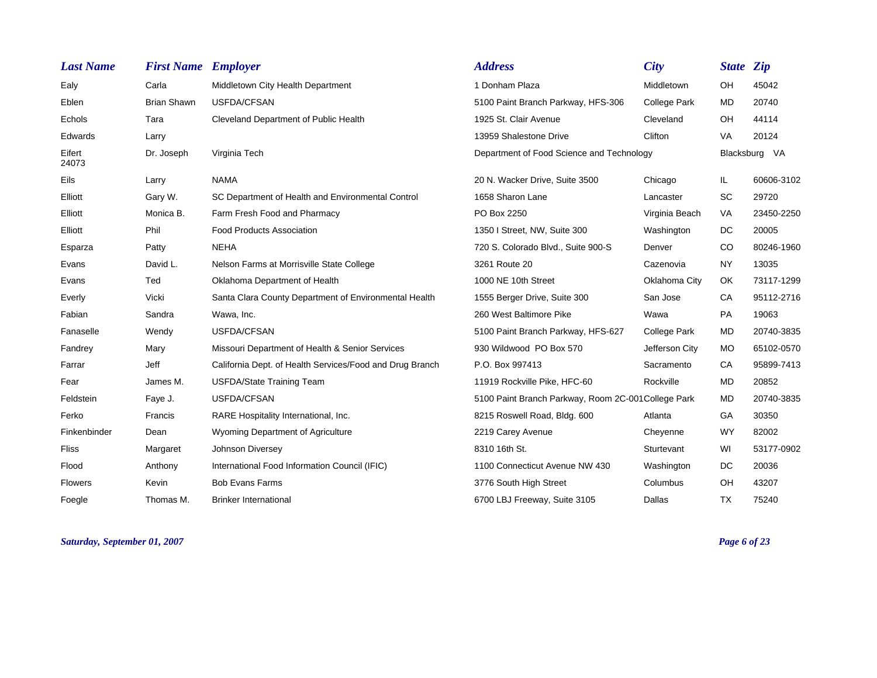| Last Name | First Name | Employer | Address | City | State | Zip |
|---|---|---|---|---|---|---|
| Ealy | Carla | Middletown City Health Department | 1 Donham Plaza | Middletown | OH | 45042 |
| Eblen | Brian Shawn | USFDA/CFSAN | 5100 Paint Branch Parkway, HFS-306 | College Park | MD | 20740 |
| Echols | Tara | Cleveland Department of Public Health | 1925 St. Clair Avenue | Cleveland | OH | 44114 |
| Edwards | Larry | | 13959 Shalestone Drive | Clifton | VA | 20124 |
| Eifert 24073 | Dr. Joseph | Virginia Tech | Department of Food Science and Technology | | Blacksburg VA | |
| Eils | Larry | NAMA | 20 N. Wacker Drive, Suite 3500 | Chicago | IL | 60606-3102 |
| Elliott | Gary W. | SC Department of Health and Environmental Control | 1658 Sharon Lane | Lancaster | SC | 29720 |
| Elliott | Monica B. | Farm Fresh Food and Pharmacy | PO Box 2250 | Virginia Beach | VA | 23450-2250 |
| Elliott | Phil | Food Products Association | 1350 I Street, NW, Suite 300 | Washington | DC | 20005 |
| Esparza | Patty | NEHA | 720 S. Colorado Blvd., Suite 900-S | Denver | CO | 80246-1960 |
| Evans | David L. | Nelson Farms at Morrisville State College | 3261 Route 20 | Cazenovia | NY | 13035 |
| Evans | Ted | Oklahoma Department of Health | 1000 NE 10th Street | Oklahoma City | OK | 73117-1299 |
| Everly | Vicki | Santa Clara County Department of Environmental Health | 1555 Berger Drive, Suite 300 | San Jose | CA | 95112-2716 |
| Fabian | Sandra | Wawa, Inc. | 260 West Baltimore Pike | Wawa | PA | 19063 |
| Fanaselle | Wendy | USFDA/CFSAN | 5100 Paint Branch Parkway, HFS-627 | College Park | MD | 20740-3835 |
| Fandrey | Mary | Missouri Department of Health & Senior Services | 930 Wildwood PO Box 570 | Jefferson City | MO | 65102-0570 |
| Farrar | Jeff | California Dept. of Health Services/Food and Drug Branch | P.O. Box 997413 | Sacramento | CA | 95899-7413 |
| Fear | James M. | USFDA/State Training Team | 11919 Rockville Pike, HFC-60 | Rockville | MD | 20852 |
| Feldstein | Faye J. | USFDA/CFSAN | 5100 Paint Branch Parkway, Room 2C-001 | College Park | MD | 20740-3835 |
| Ferko | Francis | RARE Hospitality International, Inc. | 8215 Roswell Road, Bldg. 600 | Atlanta | GA | 30350 |
| Finkenbinder | Dean | Wyoming Department of Agriculture | 2219 Carey Avenue | Cheyenne | WY | 82002 |
| Fliss | Margaret | Johnson Diversey | 8310 16th St. | Sturtevant | WI | 53177-0902 |
| Flood | Anthony | International Food Information Council (IFIC) | 1100 Connecticut Avenue NW 430 | Washington | DC | 20036 |
| Flowers | Kevin | Bob Evans Farms | 3776 South High Street | Columbus | OH | 43207 |
| Foegle | Thomas M. | Brinker International | 6700 LBJ Freeway, Suite 3105 | Dallas | TX | 75240 |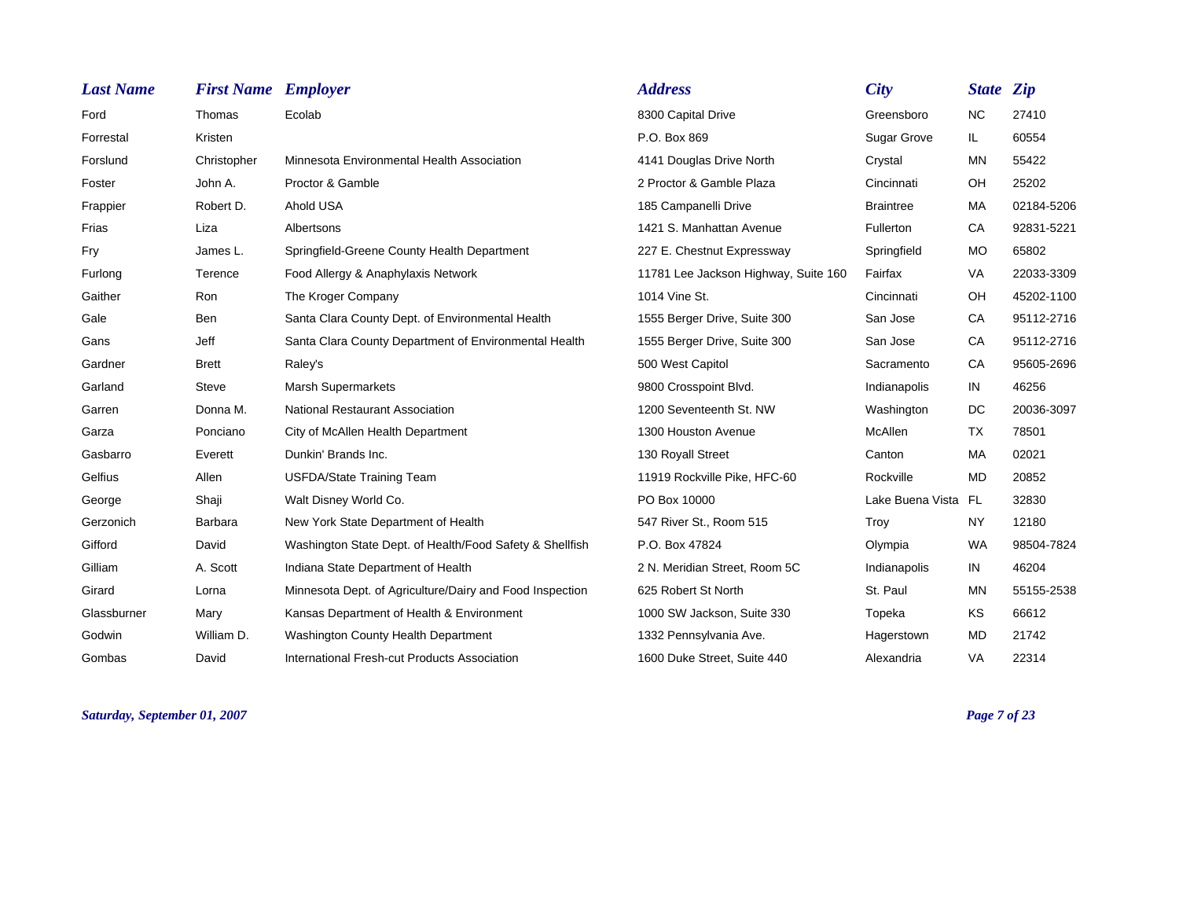| Last Name | First Name | Employer | Address | City | State | Zip |
|---|---|---|---|---|---|---|
| Ford | Thomas | Ecolab | 8300 Capital Drive | Greensboro | NC | 27410 |
| Forrestal | Kristen | | P.O. Box 869 | Sugar Grove | IL | 60554 |
| Forslund | Christopher | Minnesota Environmental Health Association | 4141 Douglas Drive North | Crystal | MN | 55422 |
| Foster | John A. | Proctor & Gamble | 2 Proctor & Gamble Plaza | Cincinnati | OH | 25202 |
| Frappier | Robert D. | Ahold USA | 185 Campanelli Drive | Braintree | MA | 02184-5206 |
| Frias | Liza | Albertsons | 1421 S. Manhattan Avenue | Fullerton | CA | 92831-5221 |
| Fry | James L. | Springfield-Greene County Health Department | 227 E. Chestnut Expressway | Springfield | MO | 65802 |
| Furlong | Terence | Food Allergy & Anaphylaxis Network | 11781 Lee Jackson Highway, Suite 160 | Fairfax | VA | 22033-3309 |
| Gaither | Ron | The Kroger Company | 1014 Vine St. | Cincinnati | OH | 45202-1100 |
| Gale | Ben | Santa Clara County Dept. of Environmental Health | 1555 Berger Drive, Suite 300 | San Jose | CA | 95112-2716 |
| Gans | Jeff | Santa Clara County Department of Environmental Health | 1555 Berger Drive, Suite 300 | San Jose | CA | 95112-2716 |
| Gardner | Brett | Raley's | 500 West Capitol | Sacramento | CA | 95605-2696 |
| Garland | Steve | Marsh Supermarkets | 9800 Crosspoint Blvd. | Indianapolis | IN | 46256 |
| Garren | Donna M. | National Restaurant Association | 1200 Seventeenth St. NW | Washington | DC | 20036-3097 |
| Garza | Ponciano | City of McAllen Health Department | 1300 Houston Avenue | McAllen | TX | 78501 |
| Gasbarro | Everett | Dunkin' Brands Inc. | 130 Royall Street | Canton | MA | 02021 |
| Gelfius | Allen | USFDA/State Training Team | 11919 Rockville Pike, HFC-60 | Rockville | MD | 20852 |
| George | Shaji | Walt Disney World Co. | PO Box 10000 | Lake Buena Vista | FL | 32830 |
| Gerzonich | Barbara | New York State Department of Health | 547 River St., Room 515 | Troy | NY | 12180 |
| Gifford | David | Washington State Dept. of Health/Food Safety & Shellfish | P.O. Box 47824 | Olympia | WA | 98504-7824 |
| Gilliam | A. Scott | Indiana State Department of Health | 2 N. Meridian Street, Room 5C | Indianapolis | IN | 46204 |
| Girard | Lorna | Minnesota Dept. of Agriculture/Dairy and Food Inspection | 625 Robert St North | St. Paul | MN | 55155-2538 |
| Glassburner | Mary | Kansas Department of Health & Environment | 1000 SW Jackson, Suite 330 | Topeka | KS | 66612 |
| Godwin | William D. | Washington County Health Department | 1332 Pennsylvania Ave. | Hagerstown | MD | 21742 |
| Gombas | David | International Fresh-cut Products Association | 1600 Duke Street, Suite 440 | Alexandria | VA | 22314 |

*Saturday, September 01, 2007*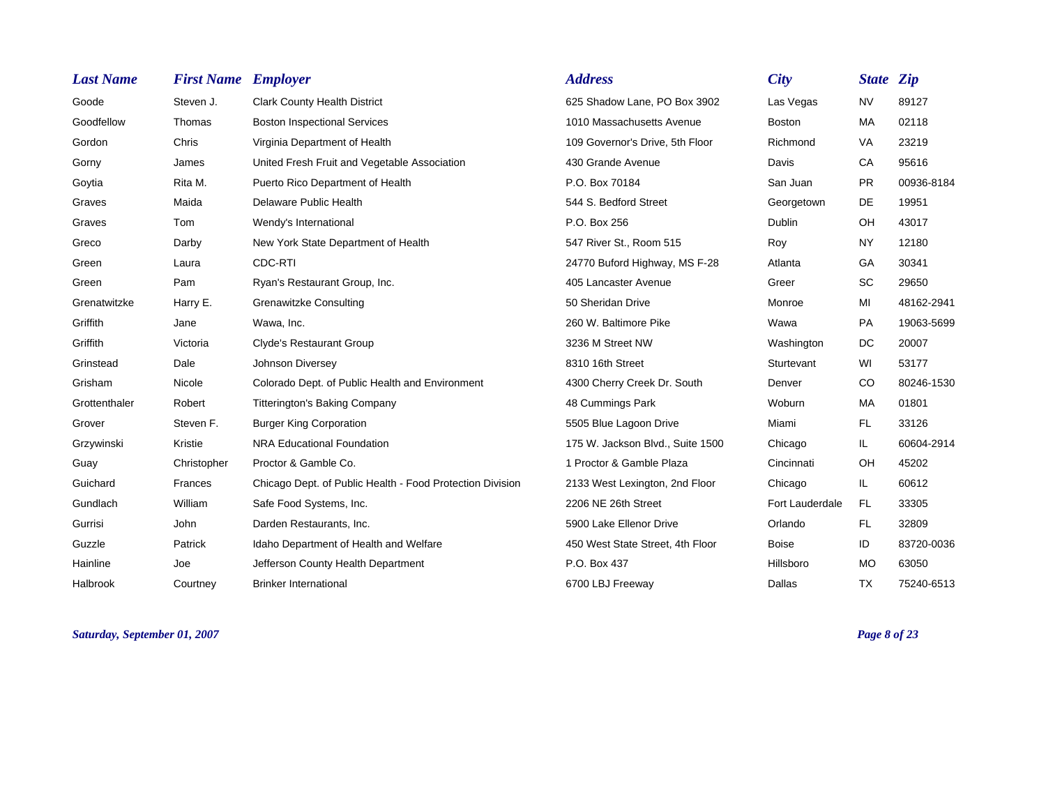| Last Name | First Name | Employer | Address | City | State | Zip |
|---|---|---|---|---|---|---|
| Goode | Steven J. | Clark County Health District | 625 Shadow Lane, PO Box 3902 | Las Vegas | NV | 89127 |
| Goodfellow | Thomas | Boston Inspectional Services | 1010 Massachusetts Avenue | Boston | MA | 02118 |
| Gordon | Chris | Virginia Department of Health | 109 Governor's Drive, 5th Floor | Richmond | VA | 23219 |
| Gorny | James | United Fresh Fruit and Vegetable Association | 430 Grande Avenue | Davis | CA | 95616 |
| Goytia | Rita M. | Puerto Rico Department of Health | P.O. Box 70184 | San Juan | PR | 00936-8184 |
| Graves | Maida | Delaware Public Health | 544 S. Bedford Street | Georgetown | DE | 19951 |
| Graves | Tom | Wendy's International | P.O. Box 256 | Dublin | OH | 43017 |
| Greco | Darby | New York State Department of Health | 547 River St., Room 515 | Roy | NY | 12180 |
| Green | Laura | CDC-RTI | 24770 Buford Highway, MS F-28 | Atlanta | GA | 30341 |
| Green | Pam | Ryan's Restaurant Group, Inc. | 405 Lancaster Avenue | Greer | SC | 29650 |
| Grenatwitzke | Harry E. | Grenawitzke Consulting | 50 Sheridan Drive | Monroe | MI | 48162-2941 |
| Griffith | Jane | Wawa, Inc. | 260 W. Baltimore Pike | Wawa | PA | 19063-5699 |
| Griffith | Victoria | Clyde's Restaurant Group | 3236 M Street NW | Washington | DC | 20007 |
| Grinstead | Dale | Johnson Diversey | 8310 16th Street | Sturtevant | WI | 53177 |
| Grisham | Nicole | Colorado Dept. of Public Health and Environment | 4300 Cherry Creek Dr. South | Denver | CO | 80246-1530 |
| Grottenthaler | Robert | Titterington's Baking Company | 48 Cummings Park | Woburn | MA | 01801 |
| Grover | Steven F. | Burger King Corporation | 5505 Blue Lagoon Drive | Miami | FL | 33126 |
| Grzywinski | Kristie | NRA Educational Foundation | 175 W. Jackson Blvd., Suite 1500 | Chicago | IL | 60604-2914 |
| Guay | Christopher | Proctor & Gamble Co. | 1 Proctor & Gamble Plaza | Cincinnati | OH | 45202 |
| Guichard | Frances | Chicago Dept. of Public Health - Food Protection Division | 2133 West Lexington, 2nd Floor | Chicago | IL | 60612 |
| Gundlach | William | Safe Food Systems, Inc. | 2206 NE 26th Street | Fort Lauderdale | FL | 33305 |
| Gurrisi | John | Darden Restaurants, Inc. | 5900 Lake Ellenor Drive | Orlando | FL | 32809 |
| Guzzle | Patrick | Idaho Department of Health and Welfare | 450 West State Street, 4th Floor | Boise | ID | 83720-0036 |
| Hainline | Joe | Jefferson County Health Department | P.O. Box 437 | Hillsboro | MO | 63050 |
| Halbrook | Courtney | Brinker International | 6700 LBJ Freeway | Dallas | TX | 75240-6513 |

*Saturday, September 01, 2007*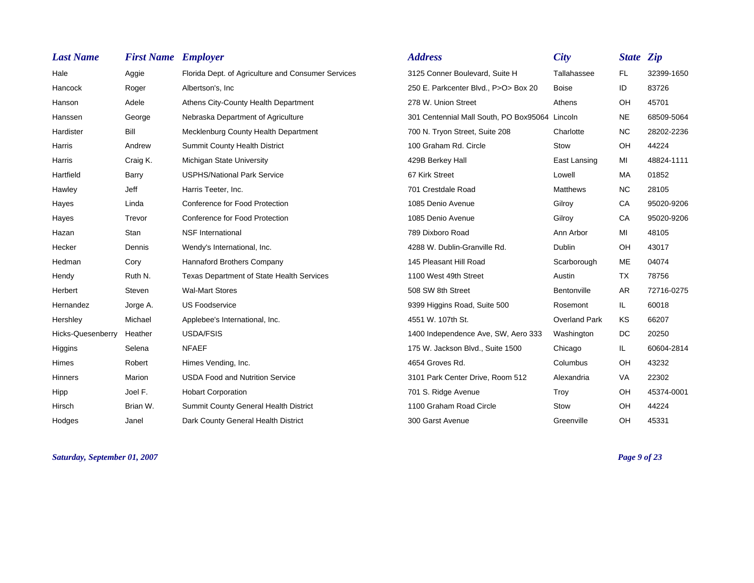| Last Name | First Name | Employer | Address | City | State | Zip |
|---|---|---|---|---|---|---|
| Hale | Aggie | Florida Dept. of Agriculture and Consumer Services | 3125 Conner Boulevard, Suite H | Tallahassee | FL | 32399-1650 |
| Hancock | Roger | Albertson's, Inc | 250 E. Parkcenter Blvd., P>O> Box 20 | Boise | ID | 83726 |
| Hanson | Adele | Athens City-County Health Department | 278 W. Union Street | Athens | OH | 45701 |
| Hanssen | George | Nebraska Department of Agriculture | 301 Centennial Mall South, PO Box95064 | Lincoln | NE | 68509-5064 |
| Hardister | Bill | Mecklenburg County Health Department | 700 N. Tryon Street, Suite 208 | Charlotte | NC | 28202-2236 |
| Harris | Andrew | Summit County Health District | 100 Graham Rd. Circle | Stow | OH | 44224 |
| Harris | Craig K. | Michigan State University | 429B Berkey Hall | East Lansing | MI | 48824-1111 |
| Hartfield | Barry | USPHS/National Park Service | 67 Kirk Street | Lowell | MA | 01852 |
| Hawley | Jeff | Harris Teeter, Inc. | 701 Crestdale Road | Matthews | NC | 28105 |
| Hayes | Linda | Conference for Food Protection | 1085 Denio Avenue | Gilroy | CA | 95020-9206 |
| Hayes | Trevor | Conference for Food Protection | 1085 Denio Avenue | Gilroy | CA | 95020-9206 |
| Hazan | Stan | NSF International | 789 Dixboro Road | Ann Arbor | MI | 48105 |
| Hecker | Dennis | Wendy's International, Inc. | 4288 W. Dublin-Granville Rd. | Dublin | OH | 43017 |
| Hedman | Cory | Hannaford Brothers Company | 145 Pleasant Hill Road | Scarborough | ME | 04074 |
| Hendy | Ruth N. | Texas Department of State Health Services | 1100 West 49th Street | Austin | TX | 78756 |
| Herbert | Steven | Wal-Mart Stores | 508 SW 8th Street | Bentonville | AR | 72716-0275 |
| Hernandez | Jorge A. | US Foodservice | 9399 Higgins Road, Suite 500 | Rosemont | IL | 60018 |
| Hershley | Michael | Applebee's International, Inc. | 4551 W. 107th St. | Overland Park | KS | 66207 |
| Hicks-Quesenberry | Heather | USDA/FSIS | 1400 Independence Ave, SW, Aero 333 | Washington | DC | 20250 |
| Higgins | Selena | NFAEF | 175 W. Jackson Blvd., Suite 1500 | Chicago | IL | 60604-2814 |
| Himes | Robert | Himes Vending, Inc. | 4654 Groves Rd. | Columbus | OH | 43232 |
| Hinners | Marion | USDA Food and Nutrition Service | 3101 Park Center Drive, Room 512 | Alexandria | VA | 22302 |
| Hipp | Joel F. | Hobart Corporation | 701 S. Ridge Avenue | Troy | OH | 45374-0001 |
| Hirsch | Brian W. | Summit County General Health District | 1100 Graham Road Circle | Stow | OH | 44224 |
| Hodges | Janel | Dark County General Health District | 300 Garst Avenue | Greenville | OH | 45331 |

*Saturday, September 01, 2007*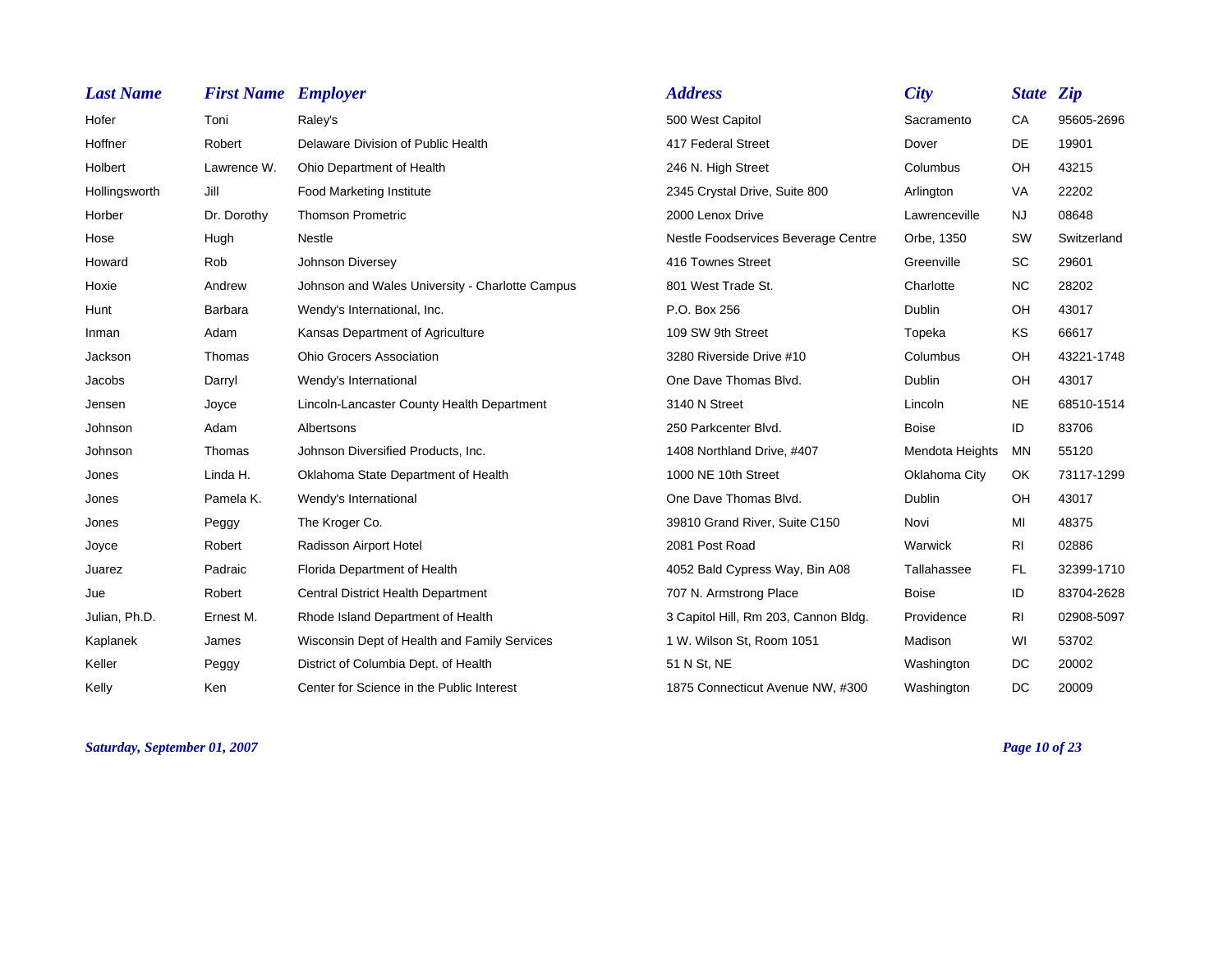| Last Name | First Name | Employer | Address | City | State | Zip |
|---|---|---|---|---|---|---|
| Hofer | Toni | Raley's | 500 West Capitol | Sacramento | CA | 95605-2696 |
| Hoffner | Robert | Delaware Division of Public Health | 417 Federal Street | Dover | DE | 19901 |
| Holbert | Lawrence W. | Ohio Department of Health | 246 N. High Street | Columbus | OH | 43215 |
| Hollingsworth | Jill | Food Marketing Institute | 2345 Crystal Drive, Suite 800 | Arlington | VA | 22202 |
| Horber | Dr. Dorothy | Thomson Prometric | 2000 Lenox Drive | Lawrenceville | NJ | 08648 |
| Hose | Hugh | Nestle | Nestle Foodservices Beverage Centre | Orbe, 1350 | SW | Switzerland |
| Howard | Rob | Johnson Diversey | 416 Townes Street | Greenville | SC | 29601 |
| Hoxie | Andrew | Johnson and Wales University - Charlotte Campus | 801 West Trade St. | Charlotte | NC | 28202 |
| Hunt | Barbara | Wendy's International, Inc. | P.O. Box 256 | Dublin | OH | 43017 |
| Inman | Adam | Kansas Department of Agriculture | 109 SW 9th Street | Topeka | KS | 66617 |
| Jackson | Thomas | Ohio Grocers Association | 3280 Riverside Drive #10 | Columbus | OH | 43221-1748 |
| Jacobs | Darryl | Wendy's International | One Dave Thomas Blvd. | Dublin | OH | 43017 |
| Jensen | Joyce | Lincoln-Lancaster County Health Department | 3140 N Street | Lincoln | NE | 68510-1514 |
| Johnson | Adam | Albertsons | 250 Parkcenter Blvd. | Boise | ID | 83706 |
| Johnson | Thomas | Johnson Diversified Products, Inc. | 1408 Northland Drive, #407 | Mendota Heights | MN | 55120 |
| Jones | Linda H. | Oklahoma State Department of Health | 1000 NE 10th Street | Oklahoma City | OK | 73117-1299 |
| Jones | Pamela K. | Wendy's International | One Dave Thomas Blvd. | Dublin | OH | 43017 |
| Jones | Peggy | The Kroger Co. | 39810 Grand River, Suite C150 | Novi | MI | 48375 |
| Joyce | Robert | Radisson Airport Hotel | 2081 Post Road | Warwick | RI | 02886 |
| Juarez | Padraic | Florida Department of Health | 4052 Bald Cypress Way, Bin A08 | Tallahassee | FL | 32399-1710 |
| Jue | Robert | Central District Health Department | 707 N. Armstrong Place | Boise | ID | 83704-2628 |
| Julian, Ph.D. | Ernest M. | Rhode Island Department of Health | 3 Capitol Hill, Rm 203, Cannon Bldg. | Providence | RI | 02908-5097 |
| Kaplanek | James | Wisconsin Dept of Health and Family Services | 1 W. Wilson St, Room 1051 | Madison | WI | 53702 |
| Keller | Peggy | District of Columbia Dept. of Health | 51 N St, NE | Washington | DC | 20002 |
| Kelly | Ken | Center for Science in the Public Interest | 1875 Connecticut Avenue NW, #300 | Washington | DC | 20009 |

*Saturday, September 01, 2007*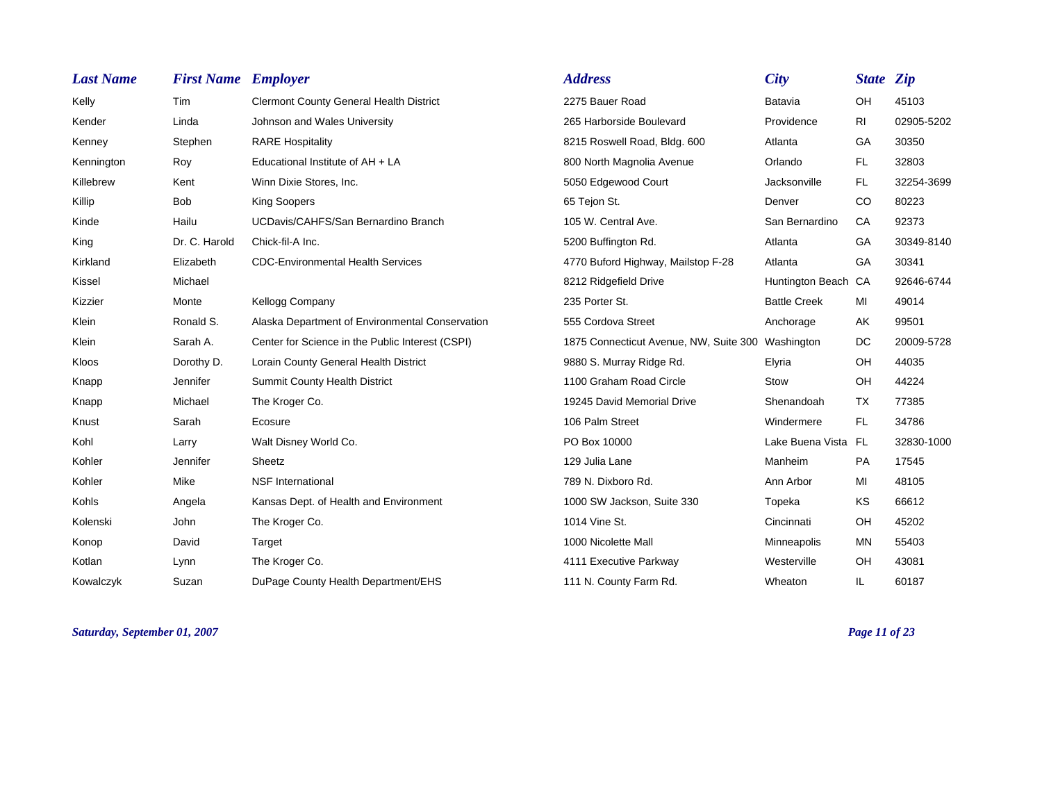| Last Name | First Name | Employer | Address | City | State | Zip |
|---|---|---|---|---|---|---|
| Kelly | Tim | Clermont County General Health District | 2275 Bauer Road | Batavia | OH | 45103 |
| Kender | Linda | Johnson and Wales University | 265 Harborside Boulevard | Providence | RI | 02905-5202 |
| Kenney | Stephen | RARE Hospitality | 8215 Roswell Road, Bldg. 600 | Atlanta | GA | 30350 |
| Kennington | Roy | Educational Institute of AH + LA | 800 North Magnolia Avenue | Orlando | FL | 32803 |
| Killebrew | Kent | Winn Dixie Stores, Inc. | 5050 Edgewood Court | Jacksonville | FL | 32254-3699 |
| Killip | Bob | King Soopers | 65 Tejon St. | Denver | CO | 80223 |
| Kinde | Hailu | UCDavis/CAHFS/San Bernardino Branch | 105 W. Central Ave. | San Bernardino | CA | 92373 |
| King | Dr. C. Harold | Chick-fil-A Inc. | 5200 Buffington Rd. | Atlanta | GA | 30349-8140 |
| Kirkland | Elizabeth | CDC-Environmental Health Services | 4770 Buford Highway, Mailstop F-28 | Atlanta | GA | 30341 |
| Kissel | Michael | | 8212 Ridgefield Drive | Huntington Beach | CA | 92646-6744 |
| Kizzier | Monte | Kellogg Company | 235 Porter St. | Battle Creek | MI | 49014 |
| Klein | Ronald S. | Alaska Department of Environmental Conservation | 555 Cordova Street | Anchorage | AK | 99501 |
| Klein | Sarah A. | Center for Science in the Public Interest (CSPI) | 1875 Connecticut Avenue, NW, Suite 300 | Washington | DC | 20009-5728 |
| Kloos | Dorothy D. | Lorain County General Health District | 9880 S. Murray Ridge Rd. | Elyria | OH | 44035 |
| Knapp | Jennifer | Summit County Health District | 1100 Graham Road Circle | Stow | OH | 44224 |
| Knapp | Michael | The Kroger Co. | 19245 David Memorial Drive | Shenandoah | TX | 77385 |
| Knust | Sarah | Ecosure | 106 Palm Street | Windermere | FL | 34786 |
| Kohl | Larry | Walt Disney World Co. | PO Box 10000 | Lake Buena Vista | FL | 32830-1000 |
| Kohler | Jennifer | Sheetz | 129 Julia Lane | Manheim | PA | 17545 |
| Kohler | Mike | NSF International | 789 N. Dixboro Rd. | Ann Arbor | MI | 48105 |
| Kohls | Angela | Kansas Dept. of Health and Environment | 1000 SW Jackson, Suite 330 | Topeka | KS | 66612 |
| Kolenski | John | The Kroger Co. | 1014 Vine St. | Cincinnati | OH | 45202 |
| Konop | David | Target | 1000 Nicolette Mall | Minneapolis | MN | 55403 |
| Kotlan | Lynn | The Kroger Co. | 4111 Executive Parkway | Westerville | OH | 43081 |
| Kowalczyk | Suzan | DuPage County Health Department/EHS | 111 N. County Farm Rd. | Wheaton | IL | 60187 |

*Saturday, September 01, 2007*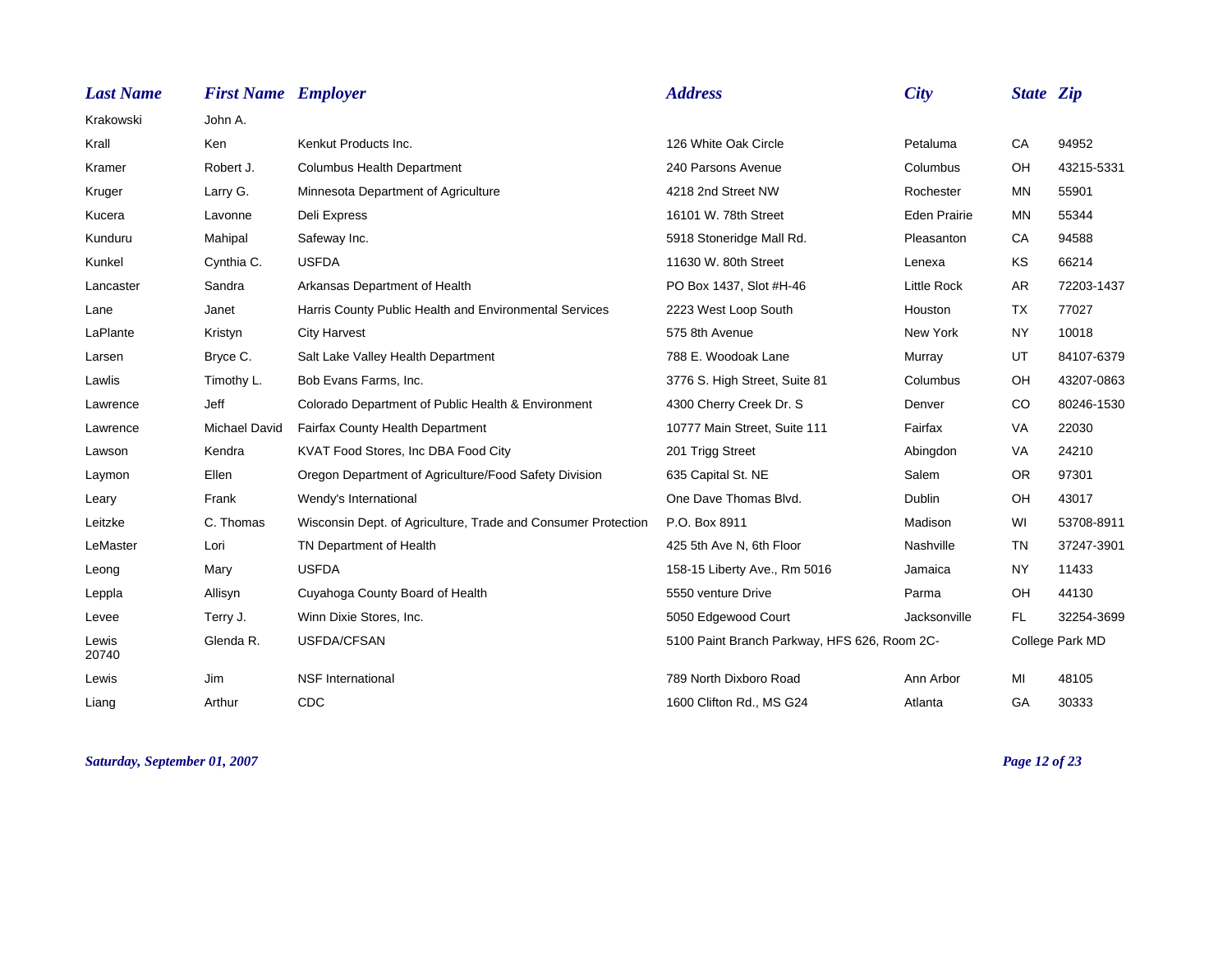| Last Name | First Name | Employer | Address | City | State | Zip |
|---|---|---|---|---|---|---|
| Krakowski | John A. | | | | | |
| Krall | Ken | Kenkut Products Inc. | 126 White Oak Circle | Petaluma | CA | 94952 |
| Kramer | Robert J. | Columbus Health Department | 240 Parsons Avenue | Columbus | OH | 43215-5331 |
| Kruger | Larry G. | Minnesota Department of Agriculture | 4218 2nd Street NW | Rochester | MN | 55901 |
| Kucera | Lavonne | Deli Express | 16101 W. 78th Street | Eden Prairie | MN | 55344 |
| Kunduru | Mahipal | Safeway Inc. | 5918 Stoneridge Mall Rd. | Pleasanton | CA | 94588 |
| Kunkel | Cynthia C. | USFDA | 11630 W. 80th Street | Lenexa | KS | 66214 |
| Lancaster | Sandra | Arkansas Department of Health | PO Box 1437, Slot #H-46 | Little Rock | AR | 72203-1437 |
| Lane | Janet | Harris County Public Health and Environmental Services | 2223 West Loop South | Houston | TX | 77027 |
| LaPlante | Kristyn | City Harvest | 575 8th Avenue | New York | NY | 10018 |
| Larsen | Bryce C. | Salt Lake Valley Health Department | 788 E. Woodoak Lane | Murray | UT | 84107-6379 |
| Lawlis | Timothy L. | Bob Evans Farms, Inc. | 3776 S. High Street, Suite 81 | Columbus | OH | 43207-0863 |
| Lawrence | Jeff | Colorado Department of Public Health & Environment | 4300 Cherry Creek Dr. S | Denver | CO | 80246-1530 |
| Lawrence | Michael David | Fairfax County Health Department | 10777 Main Street, Suite 111 | Fairfax | VA | 22030 |
| Lawson | Kendra | KVAT Food Stores, Inc DBA Food City | 201 Trigg Street | Abingdon | VA | 24210 |
| Laymon | Ellen | Oregon Department of Agriculture/Food Safety Division | 635 Capital St. NE | Salem | OR | 97301 |
| Leary | Frank | Wendy's International | One Dave Thomas Blvd. | Dublin | OH | 43017 |
| Leitzke | C. Thomas | Wisconsin Dept. of Agriculture, Trade and Consumer Protection | P.O. Box 8911 | Madison | WI | 53708-8911 |
| LeMaster | Lori | TN Department of Health | 425 5th Ave N, 6th Floor | Nashville | TN | 37247-3901 |
| Leong | Mary | USFDA | 158-15 Liberty Ave., Rm 5016 | Jamaica | NY | 11433 |
| Leppla | Allisyn | Cuyahoga County Board of Health | 5550 venture Drive | Parma | OH | 44130 |
| Levee | Terry J. | Winn Dixie Stores, Inc. | 5050 Edgewood Court | Jacksonville | FL | 32254-3699 |
| Lewis 20740 | Glenda R. | USFDA/CFSAN | 5100 Paint Branch Parkway, HFS 626, Room 2C- | | College Park MD | |
| Lewis | Jim | NSF International | 789 North Dixboro Road | Ann Arbor | MI | 48105 |
| Liang | Arthur | CDC | 1600 Clifton Rd., MS G24 | Atlanta | GA | 30333 |

*Saturday, September 01, 2007*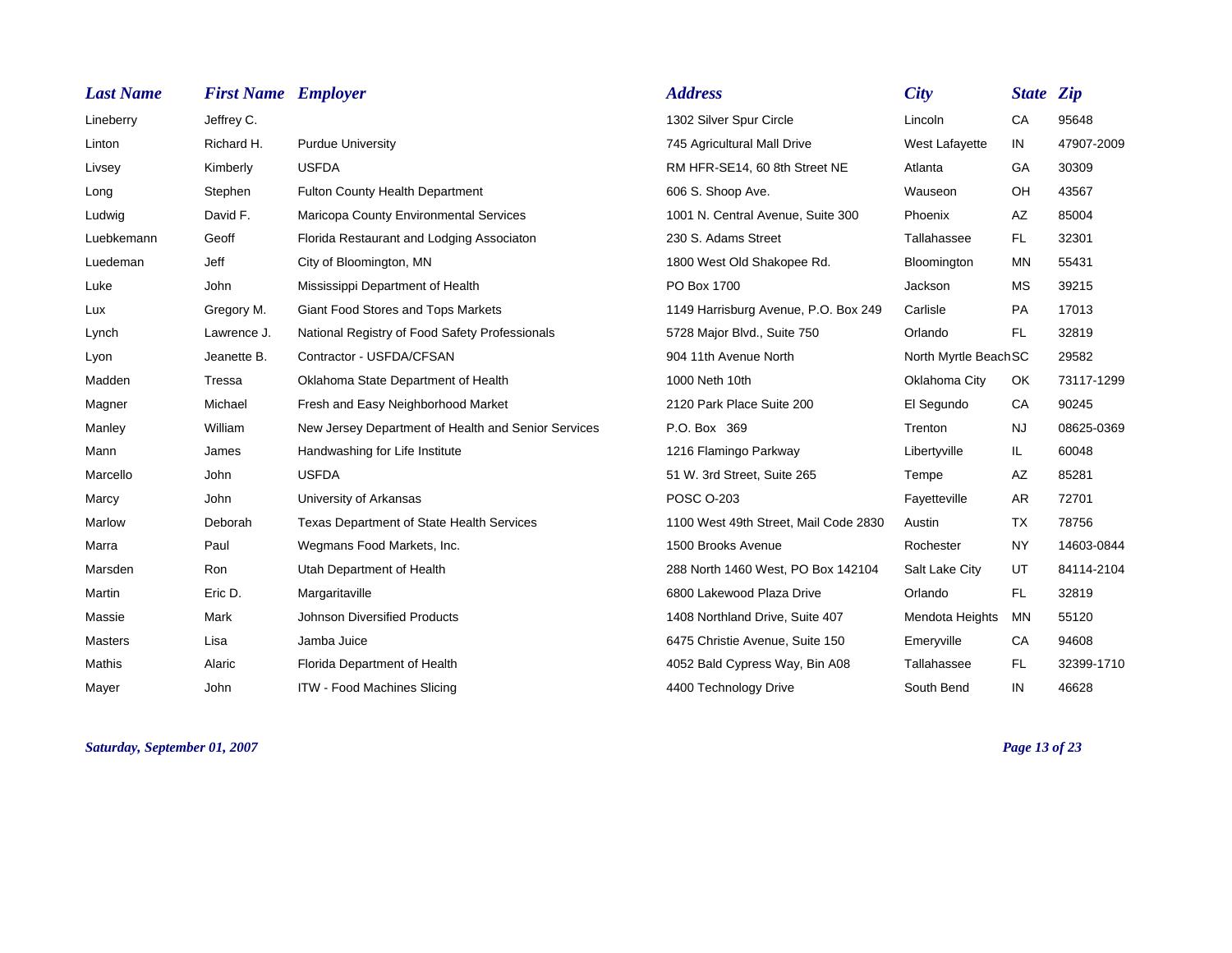| Last Name | First Name | Employer | Address | City | State | Zip |
|---|---|---|---|---|---|---|
| Lineberry | Jeffrey C. | | 1302 Silver Spur Circle | Lincoln | CA | 95648 |
| Linton | Richard H. | Purdue University | 745 Agricultural Mall Drive | West Lafayette | IN | 47907-2009 |
| Livsey | Kimberly | USFDA | RM HFR-SE14, 60 8th Street NE | Atlanta | GA | 30309 |
| Long | Stephen | Fulton County Health Department | 606 S. Shoop Ave. | Wauseon | OH | 43567 |
| Ludwig | David F. | Maricopa County Environmental Services | 1001 N. Central Avenue, Suite 300 | Phoenix | AZ | 85004 |
| Luebkemann | Geoff | Florida Restaurant and Lodging Associaton | 230 S. Adams Street | Tallahassee | FL | 32301 |
| Luedeman | Jeff | City of Bloomington, MN | 1800 West Old Shakopee Rd. | Bloomington | MN | 55431 |
| Luke | John | Mississippi Department of Health | PO Box 1700 | Jackson | MS | 39215 |
| Lux | Gregory M. | Giant Food Stores and Tops Markets | 1149 Harrisburg Avenue, P.O. Box 249 | Carlisle | PA | 17013 |
| Lynch | Lawrence J. | National Registry of Food Safety Professionals | 5728 Major Blvd., Suite 750 | Orlando | FL | 32819 |
| Lyon | Jeanette B. | Contractor - USFDA/CFSAN | 904 11th Avenue North | North Myrtle Beach | SC | 29582 |
| Madden | Tressa | Oklahoma State Department of Health | 1000 Neth 10th | Oklahoma City | OK | 73117-1299 |
| Magner | Michael | Fresh and Easy Neighborhood Market | 2120 Park Place Suite 200 | El Segundo | CA | 90245 |
| Manley | William | New Jersey Department of Health and Senior Services | P.O. Box 369 | Trenton | NJ | 08625-0369 |
| Mann | James | Handwashing for Life Institute | 1216 Flamingo Parkway | Libertyville | IL | 60048 |
| Marcello | John | USFDA | 51 W. 3rd Street, Suite 265 | Tempe | AZ | 85281 |
| Marcy | John | University of Arkansas | POSC O-203 | Fayetteville | AR | 72701 |
| Marlow | Deborah | Texas Department of State Health Services | 1100 West 49th Street, Mail Code 2830 | Austin | TX | 78756 |
| Marra | Paul | Wegmans Food Markets, Inc. | 1500 Brooks Avenue | Rochester | NY | 14603-0844 |
| Marsden | Ron | Utah Department of Health | 288 North 1460 West, PO Box 142104 | Salt Lake City | UT | 84114-2104 |
| Martin | Eric D. | Margaritaville | 6800 Lakewood Plaza Drive | Orlando | FL | 32819 |
| Massie | Mark | Johnson Diversified Products | 1408 Northland Drive, Suite 407 | Mendota Heights | MN | 55120 |
| Masters | Lisa | Jamba Juice | 6475 Christie Avenue, Suite 150 | Emeryville | CA | 94608 |
| Mathis | Alaric | Florida Department of Health | 4052 Bald Cypress Way, Bin A08 | Tallahassee | FL | 32399-1710 |
| Mayer | John | ITW - Food Machines Slicing | 4400 Technology Drive | South Bend | IN | 46628 |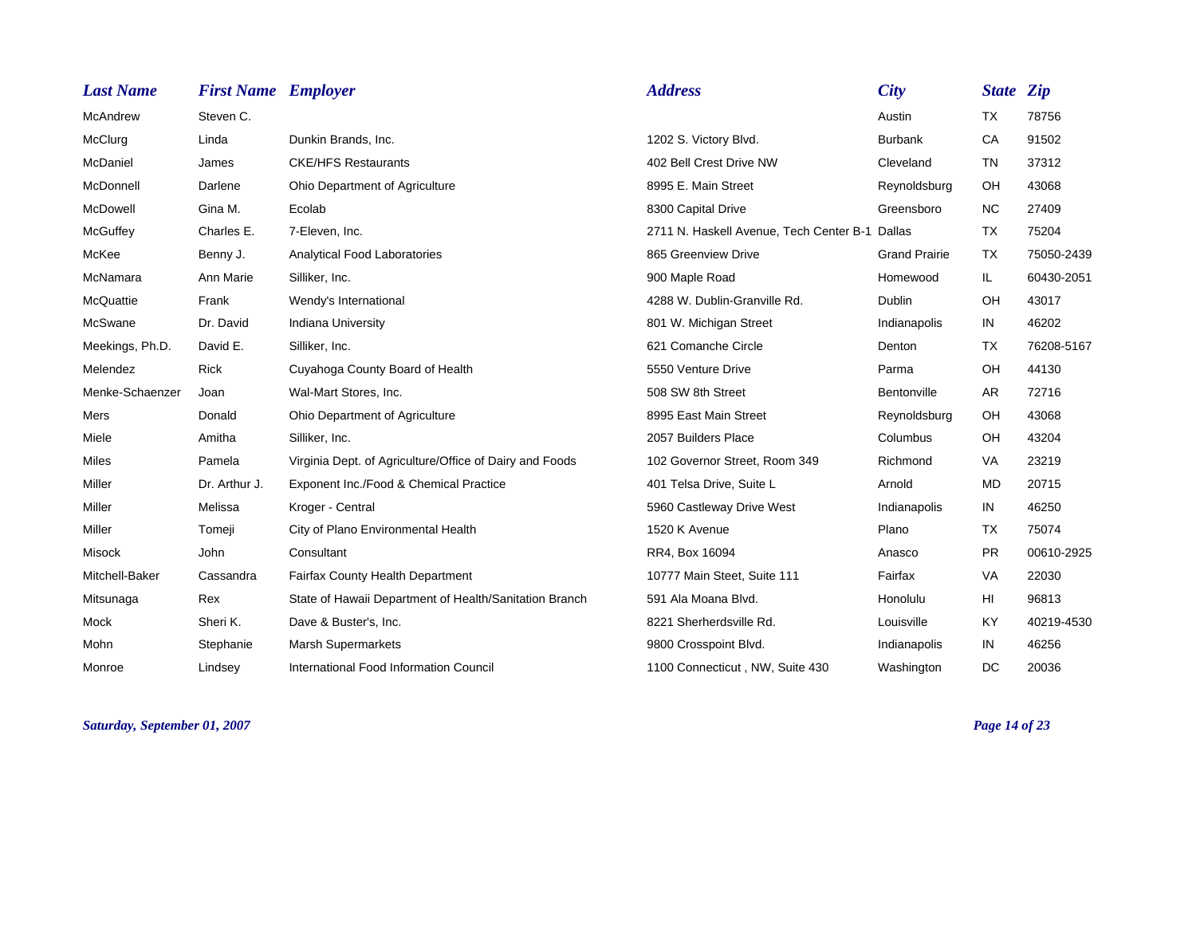| Last Name | First Name | Employer | Address | City | State | Zip |
|---|---|---|---|---|---|---|
| McAndrew | Steven C. | | | Austin | TX | 78756 |
| McClurg | Linda | Dunkin Brands, Inc. | 1202 S. Victory Blvd. | Burbank | CA | 91502 |
| McDaniel | James | CKE/HFS Restaurants | 402 Bell Crest Drive NW | Cleveland | TN | 37312 |
| McDonnell | Darlene | Ohio Department of Agriculture | 8995 E. Main Street | Reynoldsburg | OH | 43068 |
| McDowell | Gina M. | Ecolab | 8300 Capital Drive | Greensboro | NC | 27409 |
| McGuffey | Charles E. | 7-Eleven, Inc. | 2711 N. Haskell Avenue, Tech Center B-1 | Dallas | TX | 75204 |
| McKee | Benny J. | Analytical Food Laboratories | 865 Greenview Drive | Grand Prairie | TX | 75050-2439 |
| McNamara | Ann Marie | Silliker, Inc. | 900 Maple Road | Homewood | IL | 60430-2051 |
| McQuattie | Frank | Wendy's International | 4288 W. Dublin-Granville Rd. | Dublin | OH | 43017 |
| McSwane | Dr. David | Indiana University | 801 W. Michigan Street | Indianapolis | IN | 46202 |
| Meekings, Ph.D. | David E. | Silliker, Inc. | 621 Comanche Circle | Denton | TX | 76208-5167 |
| Melendez | Rick | Cuyahoga County Board of Health | 5550 Venture Drive | Parma | OH | 44130 |
| Menke-Schaenzer | Joan | Wal-Mart Stores, Inc. | 508 SW 8th Street | Bentonville | AR | 72716 |
| Mers | Donald | Ohio Department of Agriculture | 8995 East Main Street | Reynoldsburg | OH | 43068 |
| Miele | Amitha | Silliker, Inc. | 2057 Builders Place | Columbus | OH | 43204 |
| Miles | Pamela | Virginia Dept. of Agriculture/Office of Dairy and Foods | 102 Governor Street, Room 349 | Richmond | VA | 23219 |
| Miller | Dr. Arthur J. | Exponent Inc./Food & Chemical Practice | 401 Telsa Drive, Suite L | Arnold | MD | 20715 |
| Miller | Melissa | Kroger - Central | 5960 Castleway Drive West | Indianapolis | IN | 46250 |
| Miller | Tomeji | City of Plano Environmental Health | 1520 K Avenue | Plano | TX | 75074 |
| Misock | John | Consultant | RR4, Box 16094 | Anasco | PR | 00610-2925 |
| Mitchell-Baker | Cassandra | Fairfax County Health Department | 10777 Main Steet, Suite 111 | Fairfax | VA | 22030 |
| Mitsunaga | Rex | State of Hawaii Department of Health/Sanitation Branch | 591 Ala Moana Blvd. | Honolulu | HI | 96813 |
| Mock | Sheri K. | Dave & Buster's, Inc. | 8221 Sherherdsville Rd. | Louisville | KY | 40219-4530 |
| Mohn | Stephanie | Marsh Supermarkets | 9800 Crosspoint Blvd. | Indianapolis | IN | 46256 |
| Monroe | Lindsey | International Food Information Council | 1100 Connecticut , NW, Suite 430 | Washington | DC | 20036 |

*Saturday, September 01, 2007*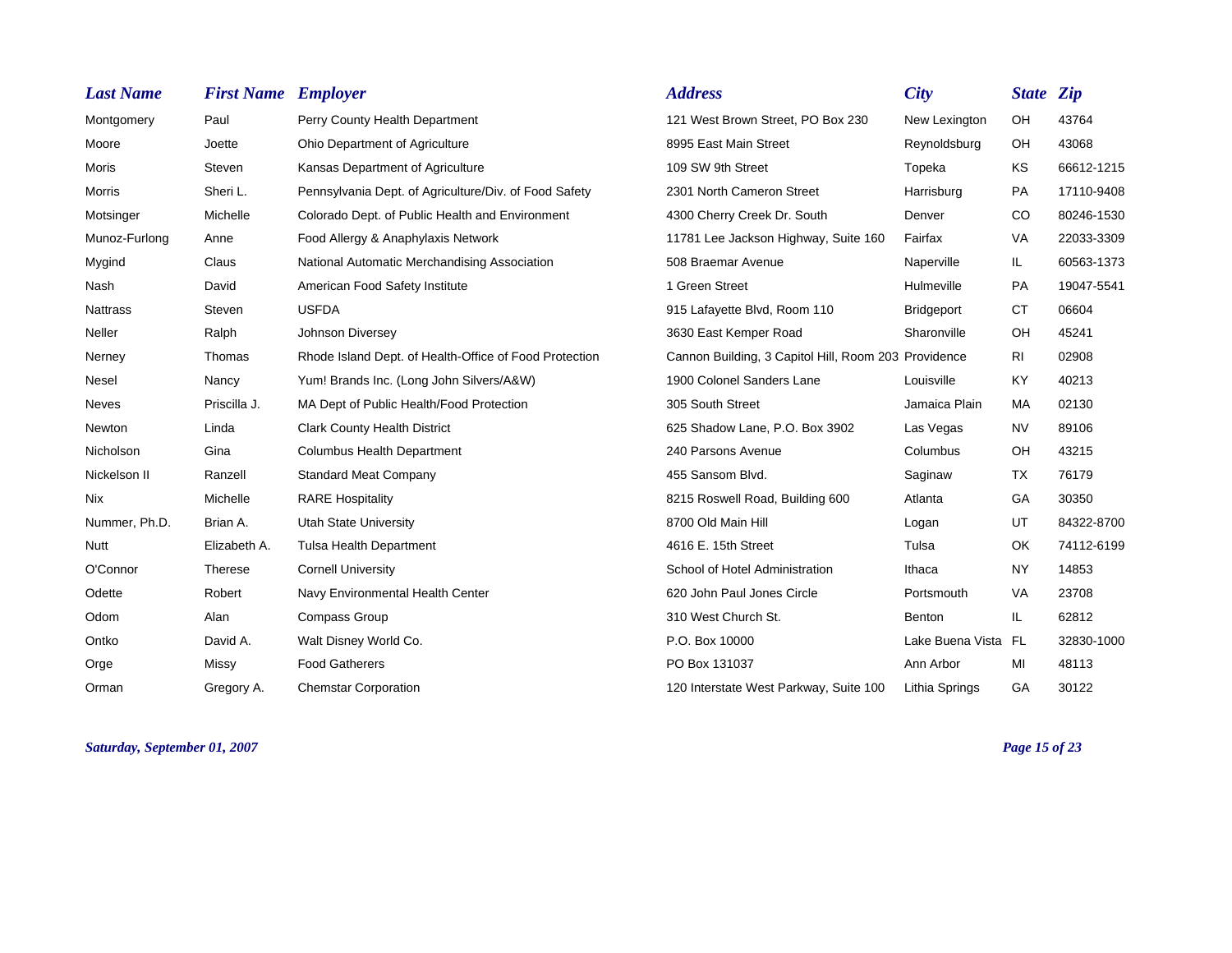| Last Name | First Name | Employer | Address | City | State | Zip |
|---|---|---|---|---|---|---|
| Montgomery | Paul | Perry County Health Department | 121 West Brown Street, PO Box 230 | New Lexington | OH | 43764 |
| Moore | Joette | Ohio Department of Agriculture | 8995 East Main Street | Reynoldsburg | OH | 43068 |
| Moris | Steven | Kansas Department of Agriculture | 109 SW 9th Street | Topeka | KS | 66612-1215 |
| Morris | Sheri L. | Pennsylvania Dept. of Agriculture/Div. of Food Safety | 2301 North Cameron Street | Harrisburg | PA | 17110-9408 |
| Motsinger | Michelle | Colorado Dept. of Public Health and Environment | 4300 Cherry Creek Dr. South | Denver | CO | 80246-1530 |
| Munoz-Furlong | Anne | Food Allergy & Anaphylaxis Network | 11781 Lee Jackson Highway, Suite 160 | Fairfax | VA | 22033-3309 |
| Mygind | Claus | National Automatic Merchandising Association | 508 Braemar Avenue | Naperville | IL | 60563-1373 |
| Nash | David | American Food Safety Institute | 1 Green Street | Hulmeville | PA | 19047-5541 |
| Nattrass | Steven | USFDA | 915 Lafayette Blvd, Room 110 | Bridgeport | CT | 06604 |
| Neller | Ralph | Johnson Diversey | 3630 East Kemper Road | Sharonville | OH | 45241 |
| Nerney | Thomas | Rhode Island Dept. of Health-Office of Food Protection | Cannon Building, 3 Capitol Hill, Room 203 | Providence | RI | 02908 |
| Nesel | Nancy | Yum! Brands Inc. (Long John Silvers/A&W) | 1900 Colonel Sanders Lane | Louisville | KY | 40213 |
| Neves | Priscilla J. | MA Dept of Public Health/Food Protection | 305 South Street | Jamaica Plain | MA | 02130 |
| Newton | Linda | Clark County Health District | 625 Shadow Lane, P.O. Box 3902 | Las Vegas | NV | 89106 |
| Nicholson | Gina | Columbus Health Department | 240 Parsons Avenue | Columbus | OH | 43215 |
| Nickelson II | Ranzell | Standard Meat Company | 455 Sansom Blvd. | Saginaw | TX | 76179 |
| Nix | Michelle | RARE Hospitality | 8215 Roswell Road, Building 600 | Atlanta | GA | 30350 |
| Nummer, Ph.D. | Brian A. | Utah State University | 8700 Old Main Hill | Logan | UT | 84322-8700 |
| Nutt | Elizabeth A. | Tulsa Health Department | 4616 E. 15th Street | Tulsa | OK | 74112-6199 |
| O'Connor | Therese | Cornell University | School of Hotel Administration | Ithaca | NY | 14853 |
| Odette | Robert | Navy Environmental Health Center | 620 John Paul Jones Circle | Portsmouth | VA | 23708 |
| Odom | Alan | Compass Group | 310 West Church St. | Benton | IL | 62812 |
| Ontko | David A. | Walt Disney World Co. | P.O. Box 10000 | Lake Buena Vista | FL | 32830-1000 |
| Orge | Missy | Food Gatherers | PO Box 131037 | Ann Arbor | MI | 48113 |
| Orman | Gregory A. | Chemstar Corporation | 120 Interstate West Parkway, Suite 100 | Lithia Springs | GA | 30122 |

*Saturday, September 01, 2007*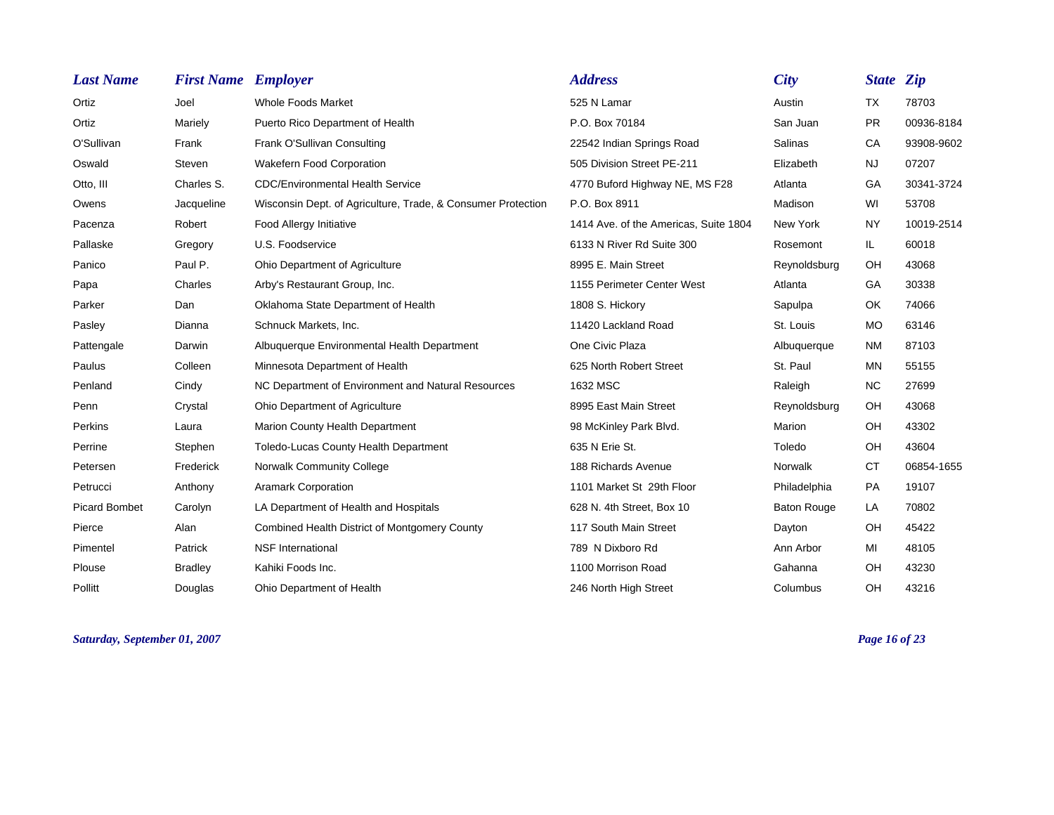| Last Name | First Name | Employer | Address | City | State | Zip |
|---|---|---|---|---|---|---|
| Ortiz | Joel | Whole Foods Market | 525 N Lamar | Austin | TX | 78703 |
| Ortiz | Mariely | Puerto Rico Department of Health | P.O. Box 70184 | San Juan | PR | 00936-8184 |
| O'Sullivan | Frank | Frank O'Sullivan Consulting | 22542 Indian Springs Road | Salinas | CA | 93908-9602 |
| Oswald | Steven | Wakefern Food Corporation | 505 Division Street PE-211 | Elizabeth | NJ | 07207 |
| Otto, III | Charles S. | CDC/Environmental Health Service | 4770 Buford Highway NE, MS F28 | Atlanta | GA | 30341-3724 |
| Owens | Jacqueline | Wisconsin Dept. of Agriculture, Trade, & Consumer Protection | P.O. Box 8911 | Madison | WI | 53708 |
| Pacenza | Robert | Food Allergy Initiative | 1414 Ave. of the Americas, Suite 1804 | New York | NY | 10019-2514 |
| Pallaske | Gregory | U.S. Foodservice | 6133 N River Rd Suite 300 | Rosemont | IL | 60018 |
| Panico | Paul P. | Ohio Department of Agriculture | 8995 E. Main Street | Reynoldsburg | OH | 43068 |
| Papa | Charles | Arby's Restaurant Group, Inc. | 1155 Perimeter Center West | Atlanta | GA | 30338 |
| Parker | Dan | Oklahoma State Department of Health | 1808 S. Hickory | Sapulpa | OK | 74066 |
| Pasley | Dianna | Schnuck Markets, Inc. | 11420 Lackland Road | St. Louis | MO | 63146 |
| Pattengale | Darwin | Albuquerque Environmental Health Department | One Civic Plaza | Albuquerque | NM | 87103 |
| Paulus | Colleen | Minnesota Department of Health | 625 North Robert Street | St. Paul | MN | 55155 |
| Penland | Cindy | NC Department of Environment and Natural Resources | 1632 MSC | Raleigh | NC | 27699 |
| Penn | Crystal | Ohio Department of Agriculture | 8995 East Main Street | Reynoldsburg | OH | 43068 |
| Perkins | Laura | Marion County Health Department | 98 McKinley Park Blvd. | Marion | OH | 43302 |
| Perrine | Stephen | Toledo-Lucas County Health Department | 635 N Erie St. | Toledo | OH | 43604 |
| Petersen | Frederick | Norwalk Community College | 188 Richards Avenue | Norwalk | CT | 06854-1655 |
| Petrucci | Anthony | Aramark Corporation | 1101 Market St 29th Floor | Philadelphia | PA | 19107 |
| Picard Bombet | Carolyn | LA Department of Health and Hospitals | 628 N. 4th Street, Box 10 | Baton Rouge | LA | 70802 |
| Pierce | Alan | Combined Health District of Montgomery County | 117 South Main Street | Dayton | OH | 45422 |
| Pimentel | Patrick | NSF International | 789 N Dixboro Rd | Ann Arbor | MI | 48105 |
| Plouse | Bradley | Kahiki Foods Inc. | 1100 Morrison Road | Gahanna | OH | 43230 |
| Pollitt | Douglas | Ohio Department of Health | 246 North High Street | Columbus | OH | 43216 |

*Saturday, September 01, 2007*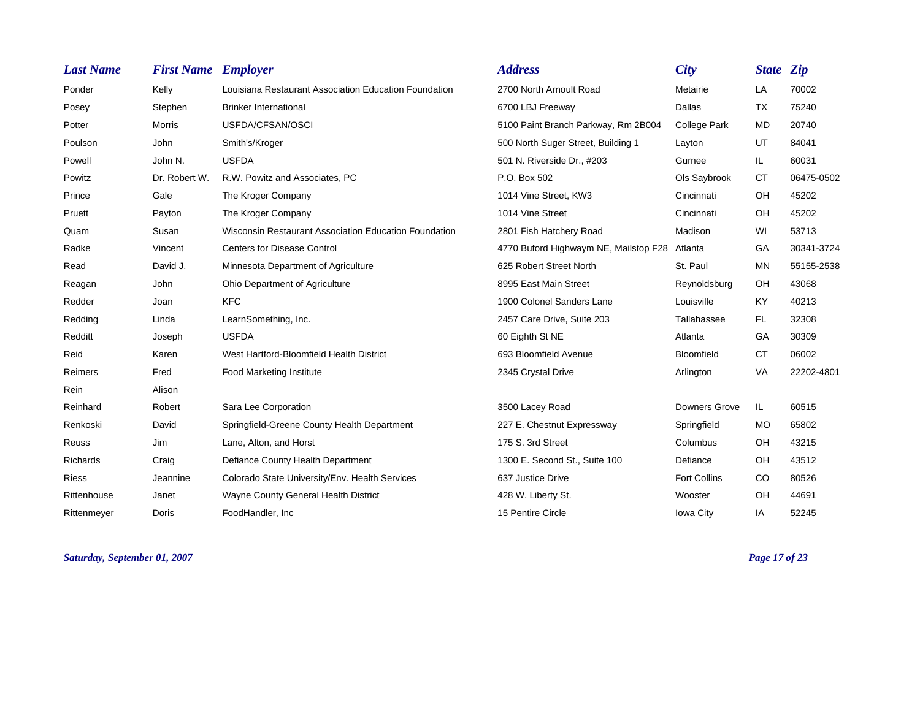| Last Name | First Name | Employer | Address | City | State | Zip |
|---|---|---|---|---|---|---|
| Ponder | Kelly | Louisiana Restaurant Association Education Foundation | 2700 North Arnoult Road | Metairie | LA | 70002 |
| Posey | Stephen | Brinker International | 6700 LBJ Freeway | Dallas | TX | 75240 |
| Potter | Morris | USFDA/CFSAN/OSCI | 5100 Paint Branch Parkway, Rm 2B004 | College Park | MD | 20740 |
| Poulson | John | Smith's/Kroger | 500 North Suger Street, Building 1 | Layton | UT | 84041 |
| Powell | John N. | USFDA | 501 N. Riverside Dr., #203 | Gurnee | IL | 60031 |
| Powitz | Dr. Robert W. | R.W. Powitz and Associates, PC | P.O. Box 502 | Ols Saybrook | CT | 06475-0502 |
| Prince | Gale | The Kroger Company | 1014 Vine Street, KW3 | Cincinnati | OH | 45202 |
| Pruett | Payton | The Kroger Company | 1014 Vine Street | Cincinnati | OH | 45202 |
| Quam | Susan | Wisconsin Restaurant Association Education Foundation | 2801 Fish Hatchery Road | Madison | WI | 53713 |
| Radke | Vincent | Centers for Disease Control | 4770 Buford Highwaym NE, Mailstop F28 | Atlanta | GA | 30341-3724 |
| Read | David J. | Minnesota Department of Agriculture | 625 Robert Street North | St. Paul | MN | 55155-2538 |
| Reagan | John | Ohio Department of Agriculture | 8995 East Main Street | Reynoldsburg | OH | 43068 |
| Redder | Joan | KFC | 1900 Colonel Sanders Lane | Louisville | KY | 40213 |
| Redding | Linda | LearnSomething, Inc. | 2457 Care Drive, Suite 203 | Tallahassee | FL | 32308 |
| Redditt | Joseph | USFDA | 60 Eighth St NE | Atlanta | GA | 30309 |
| Reid | Karen | West Hartford-Bloomfield Health District | 693 Bloomfield Avenue | Bloomfield | CT | 06002 |
| Reimers | Fred | Food Marketing Institute | 2345 Crystal Drive | Arlington | VA | 22202-4801 |
| Rein | Alison | | | | | |
| Reinhard | Robert | Sara Lee Corporation | 3500 Lacey Road | Downers Grove | IL | 60515 |
| Renkoski | David | Springfield-Greene County Health Department | 227 E. Chestnut Expressway | Springfield | MO | 65802 |
| Reuss | Jim | Lane, Alton, and Horst | 175 S. 3rd Street | Columbus | OH | 43215 |
| Richards | Craig | Defiance County Health Department | 1300 E. Second St., Suite 100 | Defiance | OH | 43512 |
| Riess | Jeannine | Colorado State University/Env. Health Services | 637 Justice Drive | Fort Collins | CO | 80526 |
| Rittenhouse | Janet | Wayne County General Health District | 428 W. Liberty St. | Wooster | OH | 44691 |
| Rittenmeyer | Doris | FoodHandler, Inc | 15 Pentire Circle | Iowa City | IA | 52245 |

*Saturday, September 01, 2007*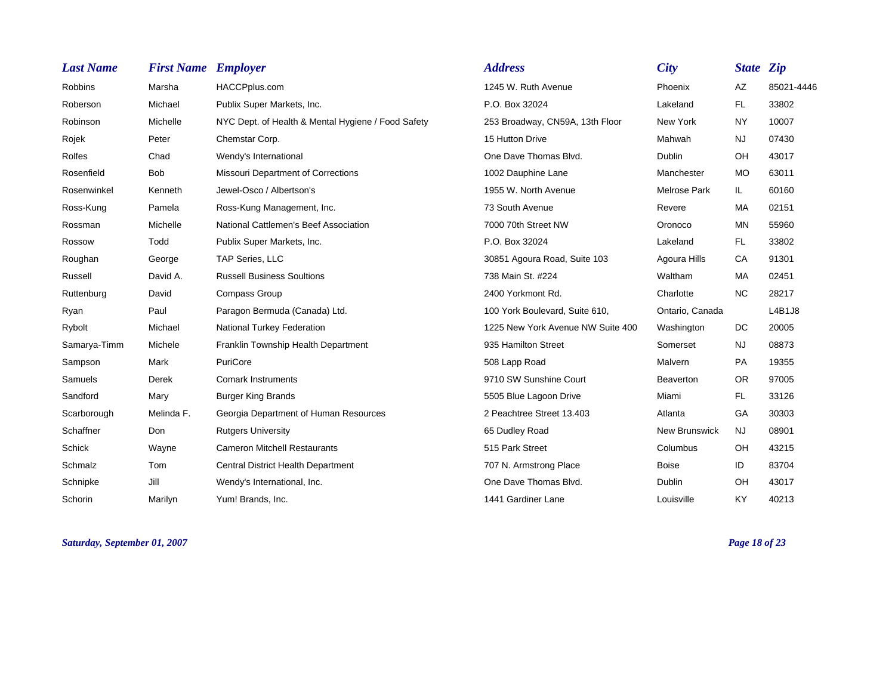| Last Name | First Name | Employer | Address | City | State | Zip |
|---|---|---|---|---|---|---|
| Robbins | Marsha | HACCPplus.com | 1245 W. Ruth Avenue | Phoenix | AZ | 85021-4446 |
| Roberson | Michael | Publix Super Markets, Inc. | P.O. Box 32024 | Lakeland | FL | 33802 |
| Robinson | Michelle | NYC Dept. of Health & Mental Hygiene / Food Safety | 253 Broadway, CN59A, 13th Floor | New York | NY | 10007 |
| Rojek | Peter | Chemstar Corp. | 15 Hutton Drive | Mahwah | NJ | 07430 |
| Rolfes | Chad | Wendy's International | One Dave Thomas Blvd. | Dublin | OH | 43017 |
| Rosenfield | Bob | Missouri Department of Corrections | 1002 Dauphine Lane | Manchester | MO | 63011 |
| Rosenwinkel | Kenneth | Jewel-Osco / Albertson's | 1955 W. North Avenue | Melrose Park | IL | 60160 |
| Ross-Kung | Pamela | Ross-Kung Management, Inc. | 73 South Avenue | Revere | MA | 02151 |
| Rossman | Michelle | National Cattlemen's Beef Association | 7000 70th Street NW | Oronoco | MN | 55960 |
| Rossow | Todd | Publix Super Markets, Inc. | P.O. Box 32024 | Lakeland | FL | 33802 |
| Roughan | George | TAP Series, LLC | 30851 Agoura Road, Suite 103 | Agoura Hills | CA | 91301 |
| Russell | David A. | Russell Business Soultions | 738 Main St. #224 | Waltham | MA | 02451 |
| Ruttenburg | David | Compass Group | 2400 Yorkmont Rd. | Charlotte | NC | 28217 |
| Ryan | Paul | Paragon Bermuda (Canada) Ltd. | 100 York Boulevard, Suite 610, | Ontario, Canada | | L4B1J8 |
| Rybolt | Michael | National Turkey Federation | 1225 New York Avenue NW Suite 400 | Washington | DC | 20005 |
| Samarya-Timm | Michele | Franklin Township Health Department | 935 Hamilton Street | Somerset | NJ | 08873 |
| Sampson | Mark | PuriCore | 508 Lapp Road | Malvern | PA | 19355 |
| Samuels | Derek | Comark Instruments | 9710 SW Sunshine Court | Beaverton | OR | 97005 |
| Sandford | Mary | Burger King Brands | 5505 Blue Lagoon Drive | Miami | FL | 33126 |
| Scarborough | Melinda F. | Georgia Department of Human Resources | 2 Peachtree Street 13.403 | Atlanta | GA | 30303 |
| Schaffner | Don | Rutgers University | 65 Dudley Road | New Brunswick | NJ | 08901 |
| Schick | Wayne | Cameron Mitchell Restaurants | 515 Park Street | Columbus | OH | 43215 |
| Schmalz | Tom | Central District Health Department | 707 N. Armstrong Place | Boise | ID | 83704 |
| Schnipke | Jill | Wendy's International, Inc. | One Dave Thomas Blvd. | Dublin | OH | 43017 |
| Schorin | Marilyn | Yum! Brands, Inc. | 1441 Gardiner Lane | Louisville | KY | 40213 |

*Saturday, September 01, 2007*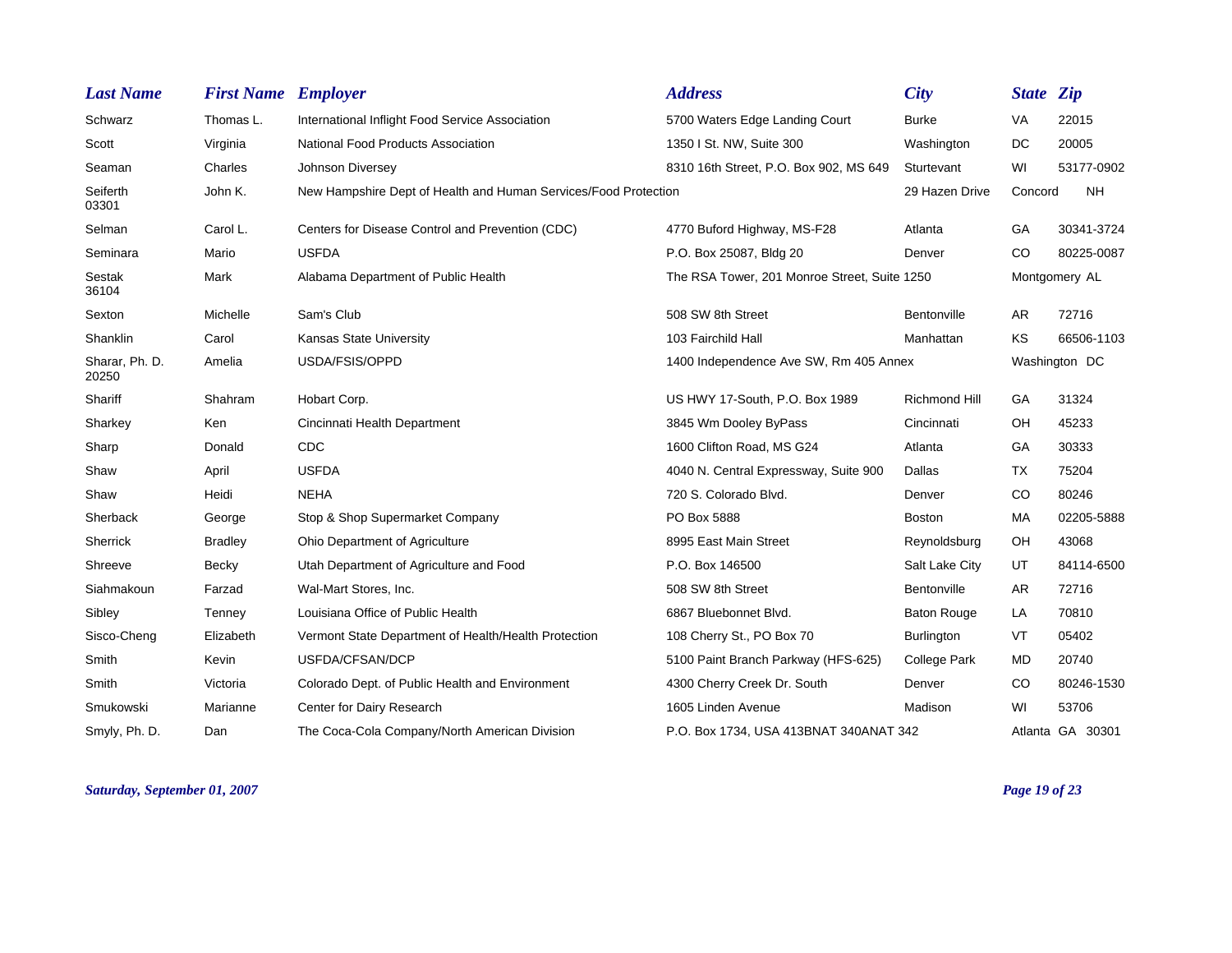| Last Name | First Name | Employer | Address | City | State | Zip |
|---|---|---|---|---|---|---|
| Schwarz | Thomas L. | International Inflight Food Service Association | 5700 Waters Edge Landing Court | Burke | VA | 22015 |
| Scott | Virginia | National Food Products Association | 1350 I St. NW, Suite 300 | Washington | DC | 20005 |
| Seaman | Charles | Johnson Diversey | 8310 16th Street, P.O. Box 902, MS 649 | Sturtevant | WI | 53177-0902 |
| Seiferth | John K. | New Hampshire Dept of Health and Human Services/Food Protection | 29 Hazen Drive | Concord | NH | 03301 |
| Selman | Carol L. | Centers for Disease Control and Prevention (CDC) | 4770 Buford Highway, MS-F28 | Atlanta | GA | 30341-3724 |
| Seminara | Mario | USFDA | P.O. Box 25087, Bldg 20 | Denver | CO | 80225-0087 |
| Sestak | Mark | Alabama Department of Public Health | The RSA Tower, 201 Monroe Street, Suite 1250 | Montgomery | AL | 36104 |
| Sexton | Michelle | Sam's Club | 508 SW 8th Street | Bentonville | AR | 72716 |
| Shanklin | Carol | Kansas State University | 103 Fairchild Hall | Manhattan | KS | 66506-1103 |
| Sharar, Ph. D. | Amelia | USDA/FSIS/OPPD | 1400 Independence Ave SW, Rm 405 Annex | Washington | DC | 20250 |
| Shariff | Shahram | Hobart Corp. | US HWY 17-South, P.O. Box 1989 | Richmond Hill | GA | 31324 |
| Sharkey | Ken | Cincinnati Health Department | 3845 Wm Dooley ByPass | Cincinnati | OH | 45233 |
| Sharp | Donald | CDC | 1600 Clifton Road, MS G24 | Atlanta | GA | 30333 |
| Shaw | April | USFDA | 4040 N. Central Expressway, Suite 900 | Dallas | TX | 75204 |
| Shaw | Heidi | NEHA | 720 S. Colorado Blvd. | Denver | CO | 80246 |
| Sherback | George | Stop & Shop Supermarket Company | PO Box 5888 | Boston | MA | 02205-5888 |
| Sherrick | Bradley | Ohio Department of Agriculture | 8995 East Main Street | Reynoldsburg | OH | 43068 |
| Shreeve | Becky | Utah Department of Agriculture and Food | P.O. Box 146500 | Salt Lake City | UT | 84114-6500 |
| Siahmakoun | Farzad | Wal-Mart Stores, Inc. | 508 SW 8th Street | Bentonville | AR | 72716 |
| Sibley | Tenney | Louisiana Office of Public Health | 6867 Bluebonnet Blvd. | Baton Rouge | LA | 70810 |
| Sisco-Cheng | Elizabeth | Vermont State Department of Health/Health Protection | 108 Cherry St., PO Box 70 | Burlington | VT | 05402 |
| Smith | Kevin | USFDA/CFSAN/DCP | 5100 Paint Branch Parkway (HFS-625) | College Park | MD | 20740 |
| Smith | Victoria | Colorado Dept. of Public Health and Environment | 4300 Cherry Creek Dr. South | Denver | CO | 80246-1530 |
| Smukowski | Marianne | Center for Dairy Research | 1605 Linden Avenue | Madison | WI | 53706 |
| Smyly, Ph. D. | Dan | The Coca-Cola Company/North American Division | P.O. Box 1734, USA 413BNAT 340ANAT 342 | Atlanta | GA | 30301 |

*Saturday, September 01, 2007*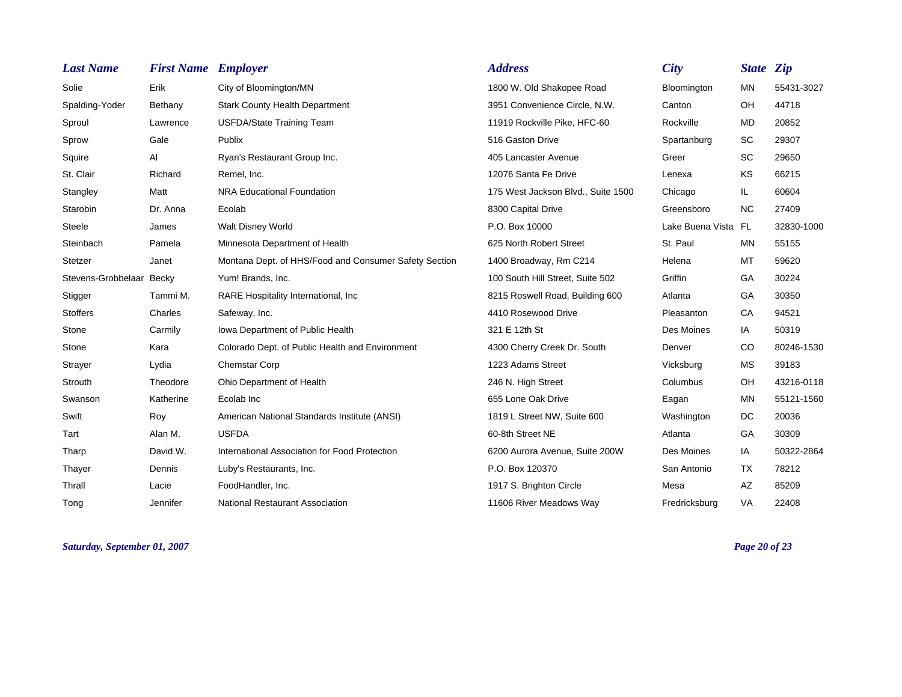| Last Name | First Name | Employer | Address | City | State | Zip |
| --- | --- | --- | --- | --- | --- | --- |
| Solie | Erik | City of Bloomington/MN | 1800 W. Old Shakopee Road | Bloomington | MN | 55431-3027 |
| Spalding-Yoder | Bethany | Stark County Health Department | 3951 Convenience Circle, N.W. | Canton | OH | 44718 |
| Sproul | Lawrence | USFDA/State Training Team | 11919 Rockville Pike, HFC-60 | Rockville | MD | 20852 |
| Sprow | Gale | Publix | 516 Gaston Drive | Spartanburg | SC | 29307 |
| Squire | Al | Ryan's Restaurant Group Inc. | 405 Lancaster Avenue | Greer | SC | 29650 |
| St. Clair | Richard | Remel, Inc. | 12076 Santa Fe Drive | Lenexa | KS | 66215 |
| Stangley | Matt | NRA Educational Foundation | 175 West Jackson Blvd., Suite 1500 | Chicago | IL | 60604 |
| Starobin | Dr. Anna | Ecolab | 8300 Capital Drive | Greensboro | NC | 27409 |
| Steele | James | Walt Disney World | P.O. Box 10000 | Lake Buena Vista | FL | 32830-1000 |
| Steinbach | Pamela | Minnesota Department of Health | 625 North Robert Street | St. Paul | MN | 55155 |
| Stetzer | Janet | Montana Dept. of HHS/Food and Consumer Safety Section | 1400 Broadway, Rm C214 | Helena | MT | 59620 |
| Stevens-Grobbelaar | Becky | Yum! Brands, Inc. | 100 South Hill Street, Suite 502 | Griffin | GA | 30224 |
| Stigger | Tammi M. | RARE Hospitality International, Inc | 8215 Roswell Road, Building 600 | Atlanta | GA | 30350 |
| Stoffers | Charles | Safeway, Inc. | 4410 Rosewood Drive | Pleasanton | CA | 94521 |
| Stone | Carmily | Iowa Department of Public Health | 321 E 12th St | Des Moines | IA | 50319 |
| Stone | Kara | Colorado Dept. of Public Health and Environment | 4300 Cherry Creek Dr. South | Denver | CO | 80246-1530 |
| Strayer | Lydia | Chemstar Corp | 1223 Adams Street | Vicksburg | MS | 39183 |
| Strouth | Theodore | Ohio Department of Health | 246 N. High Street | Columbus | OH | 43216-0118 |
| Swanson | Katherine | Ecolab Inc | 655 Lone Oak Drive | Eagan | MN | 55121-1560 |
| Swift | Roy | American National Standards Institute (ANSI) | 1819 L Street NW, Suite 600 | Washington | DC | 20036 |
| Tart | Alan M. | USFDA | 60-8th Street NE | Atlanta | GA | 30309 |
| Tharp | David W. | International Association for Food Protection | 6200 Aurora Avenue, Suite 200W | Des Moines | IA | 50322-2864 |
| Thayer | Dennis | Luby's Restaurants, Inc. | P.O. Box 120370 | San Antonio | TX | 78212 |
| Thrall | Lacie | FoodHandler, Inc. | 1917 S. Brighton Circle | Mesa | AZ | 85209 |
| Tong | Jennifer | National Restaurant Association | 11606 River Meadows Way | Fredricksburg | VA | 22408 |

*Saturday, September 01, 2007*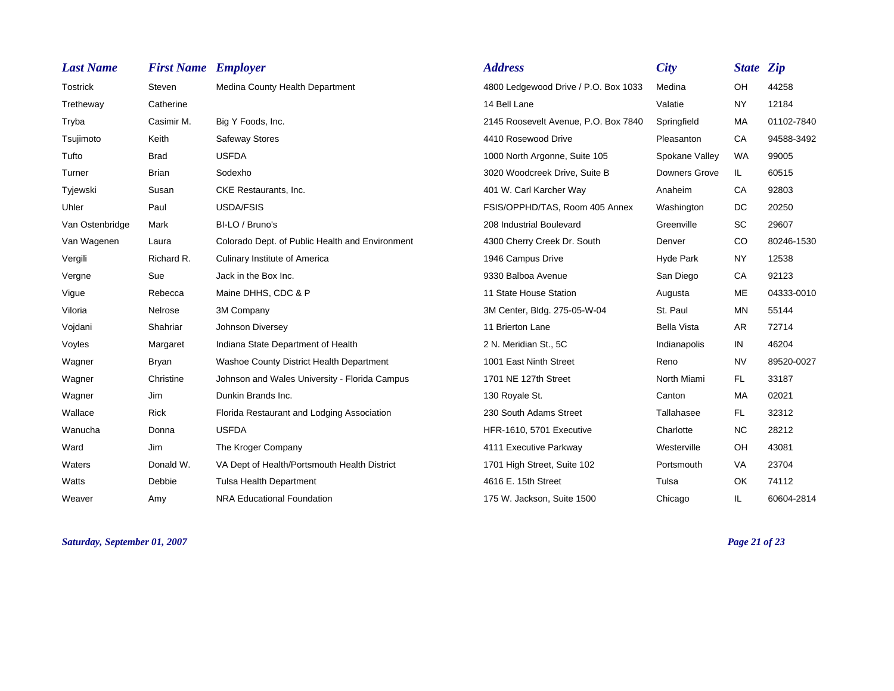| Last Name | First Name | Employer | Address | City | State | Zip |
| --- | --- | --- | --- | --- | --- | --- |
| Tostrick | Steven | Medina County Health Department | 4800 Ledgewood Drive / P.O. Box 1033 | Medina | OH | 44258 |
| Tretheway | Catherine | | 14 Bell Lane | Valatie | NY | 12184 |
| Tryba | Casimir M. | Big Y Foods, Inc. | 2145 Roosevelt Avenue, P.O. Box 7840 | Springfield | MA | 01102-7840 |
| Tsujimoto | Keith | Safeway Stores | 4410 Rosewood Drive | Pleasanton | CA | 94588-3492 |
| Tufto | Brad | USFDA | 1000 North Argonne, Suite 105 | Spokane Valley | WA | 99005 |
| Turner | Brian | Sodexho | 3020 Woodcreek Drive, Suite B | Downers Grove | IL | 60515 |
| Tyjewski | Susan | CKE Restaurants, Inc. | 401 W. Carl Karcher Way | Anaheim | CA | 92803 |
| Uhler | Paul | USDA/FSIS | FSIS/OPPHD/TAS, Room 405 Annex | Washington | DC | 20250 |
| Van Ostenbridge | Mark | BI-LO / Bruno's | 208 Industrial Boulevard | Greenville | SC | 29607 |
| Van Wagenen | Laura | Colorado Dept. of Public Health and Environment | 4300 Cherry Creek Dr. South | Denver | CO | 80246-1530 |
| Vergili | Richard R. | Culinary Institute of America | 1946 Campus Drive | Hyde Park | NY | 12538 |
| Vergne | Sue | Jack in the Box Inc. | 9330 Balboa Avenue | San Diego | CA | 92123 |
| Vigue | Rebecca | Maine DHHS, CDC & P | 11 State House Station | Augusta | ME | 04333-0010 |
| Viloria | Nelrose | 3M Company | 3M Center, Bldg. 275-05-W-04 | St. Paul | MN | 55144 |
| Vojdani | Shahriar | Johnson Diversey | 11 Brierton Lane | Bella Vista | AR | 72714 |
| Voyles | Margaret | Indiana State Department of Health | 2 N. Meridian St., 5C | Indianapolis | IN | 46204 |
| Wagner | Bryan | Washoe County District Health Department | 1001 East Ninth Street | Reno | NV | 89520-0027 |
| Wagner | Christine | Johnson and Wales University - Florida Campus | 1701 NE 127th Street | North Miami | FL | 33187 |
| Wagner | Jim | Dunkin Brands Inc. | 130 Royale St. | Canton | MA | 02021 |
| Wallace | Rick | Florida Restaurant and Lodging Association | 230 South Adams Street | Tallahasee | FL | 32312 |
| Wanucha | Donna | USFDA | HFR-1610, 5701 Executive | Charlotte | NC | 28212 |
| Ward | Jim | The Kroger Company | 4111 Executive Parkway | Westerville | OH | 43081 |
| Waters | Donald W. | VA Dept of Health/Portsmouth Health District | 1701 High Street, Suite 102 | Portsmouth | VA | 23704 |
| Watts | Debbie | Tulsa Health Department | 4616 E. 15th Street | Tulsa | OK | 74112 |
| Weaver | Amy | NRA Educational Foundation | 175 W. Jackson, Suite 1500 | Chicago | IL | 60604-2814 |

*Saturday, September 01, 2007*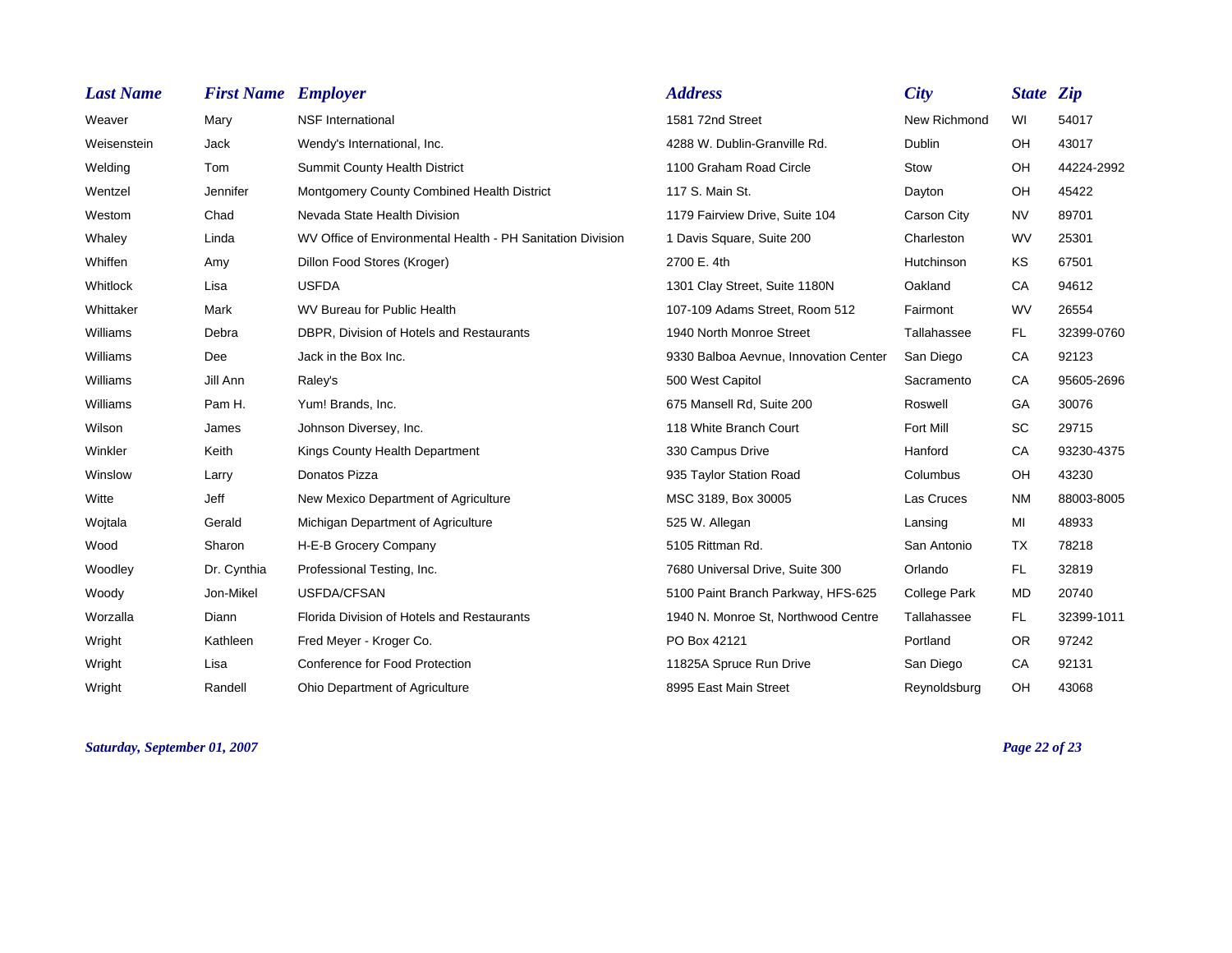| Last Name | First Name | Employer | Address | City | State | Zip |
|---|---|---|---|---|---|---|
| Weaver | Mary | NSF International | 1581 72nd Street | New Richmond | WI | 54017 |
| Weisenstein | Jack | Wendy's International, Inc. | 4288 W. Dublin-Granville Rd. | Dublin | OH | 43017 |
| Welding | Tom | Summit County Health District | 1100 Graham Road Circle | Stow | OH | 44224-2992 |
| Wentzel | Jennifer | Montgomery County Combined Health District | 117 S. Main St. | Dayton | OH | 45422 |
| Westom | Chad | Nevada State Health Division | 1179 Fairview Drive, Suite 104 | Carson City | NV | 89701 |
| Whaley | Linda | WV Office of Environmental Health - PH Sanitation Division | 1 Davis Square, Suite 200 | Charleston | WV | 25301 |
| Whiffen | Amy | Dillon Food Stores (Kroger) | 2700 E. 4th | Hutchinson | KS | 67501 |
| Whitlock | Lisa | USFDA | 1301 Clay Street, Suite 1180N | Oakland | CA | 94612 |
| Whittaker | Mark | WV Bureau for Public Health | 107-109 Adams Street, Room 512 | Fairmont | WV | 26554 |
| Williams | Debra | DBPR, Division of Hotels and Restaurants | 1940 North Monroe Street | Tallahassee | FL | 32399-0760 |
| Williams | Dee | Jack in the Box Inc. | 9330 Balboa Aevnue, Innovation Center | San Diego | CA | 92123 |
| Williams | Jill Ann | Raley's | 500 West Capitol | Sacramento | CA | 95605-2696 |
| Williams | Pam H. | Yum! Brands, Inc. | 675 Mansell Rd, Suite 200 | Roswell | GA | 30076 |
| Wilson | James | Johnson Diversey, Inc. | 118 White Branch Court | Fort Mill | SC | 29715 |
| Winkler | Keith | Kings County Health Department | 330 Campus Drive | Hanford | CA | 93230-4375 |
| Winslow | Larry | Donatos Pizza | 935 Taylor Station Road | Columbus | OH | 43230 |
| Witte | Jeff | New Mexico Department of Agriculture | MSC 3189, Box 30005 | Las Cruces | NM | 88003-8005 |
| Wojtala | Gerald | Michigan Department of Agriculture | 525 W. Allegan | Lansing | MI | 48933 |
| Wood | Sharon | H-E-B Grocery Company | 5105 Rittman Rd. | San Antonio | TX | 78218 |
| Woodley | Dr. Cynthia | Professional Testing, Inc. | 7680 Universal Drive, Suite 300 | Orlando | FL | 32819 |
| Woody | Jon-Mikel | USFDA/CFSAN | 5100 Paint Branch Parkway, HFS-625 | College Park | MD | 20740 |
| Worzalla | Diann | Florida Division of Hotels and Restaurants | 1940 N. Monroe St, Northwood Centre | Tallahassee | FL | 32399-1011 |
| Wright | Kathleen | Fred Meyer - Kroger Co. | PO Box 42121 | Portland | OR | 97242 |
| Wright | Lisa | Conference for Food Protection | 11825A Spruce Run Drive | San Diego | CA | 92131 |
| Wright | Randell | Ohio Department of Agriculture | 8995 East Main Street | Reynoldsburg | OH | 43068 |

*Saturday, September 01, 2007*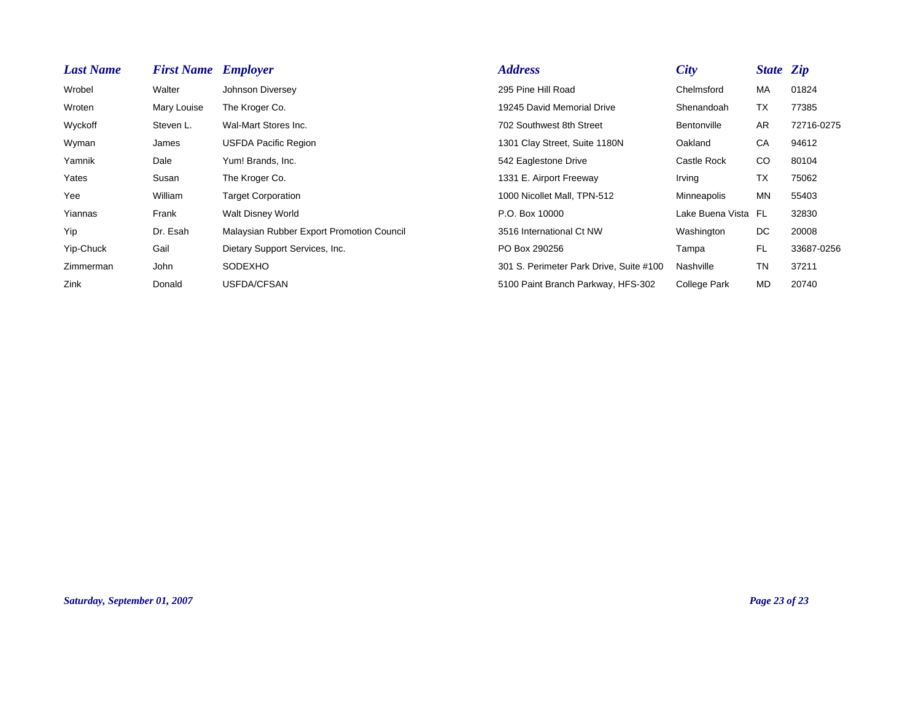| Last Name | First Name | Employer | Address | City | State | Zip |
|---|---|---|---|---|---|---|
| Wrobel | Walter | Johnson Diversey | 295 Pine Hill Road | Chelmsford | MA | 01824 |
| Wroten | Mary Louise | The Kroger Co. | 19245 David Memorial Drive | Shenandoah | TX | 77385 |
| Wyckoff | Steven L. | Wal-Mart Stores Inc. | 702 Southwest 8th Street | Bentonville | AR | 72716-0275 |
| Wyman | James | USFDA Pacific Region | 1301 Clay Street, Suite 1180N | Oakland | CA | 94612 |
| Yamnik | Dale | Yum! Brands, Inc. | 542 Eaglestone Drive | Castle Rock | CO | 80104 |
| Yates | Susan | The Kroger Co. | 1331 E. Airport Freeway | Irving | TX | 75062 |
| Yee | William | Target Corporation | 1000 Nicollet Mall, TPN-512 | Minneapolis | MN | 55403 |
| Yiannas | Frank | Walt Disney World | P.O. Box 10000 | Lake Buena Vista | FL | 32830 |
| Yip | Dr. Esah | Malaysian Rubber Export Promotion Council | 3516 International Ct NW | Washington | DC | 20008 |
| Yip-Chuck | Gail | Dietary Support Services, Inc. | PO Box 290256 | Tampa | FL | 33687-0256 |
| Zimmerman | John | SODEXHO | 301 S. Perimeter Park Drive, Suite #100 | Nashville | TN | 37211 |
| Zink | Donald | USFDA/CFSAN | 5100 Paint Branch Parkway, HFS-302 | College Park | MD | 20740 |

*Saturday, September 01, 2007*